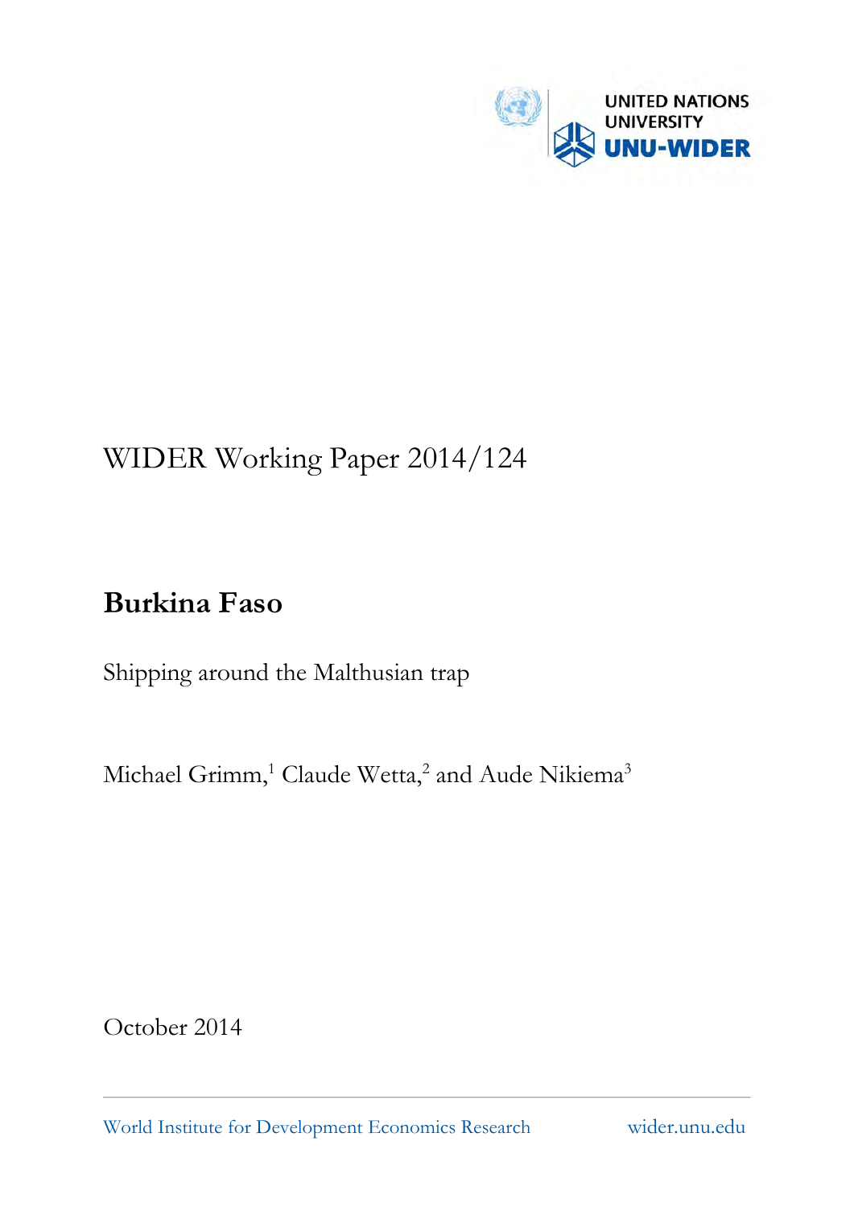UNITED NATIONS UNIVERSITY
UNU-WIDER

WIDER Working Paper 2014/124

# Burkina Faso

Shipping around the Malthusian trap

Michael Grimm,[1] Claude Wetta,[2] and Aude Nikiema[3]

October 2014

World Institute for Development Economics Research wider.unu.edu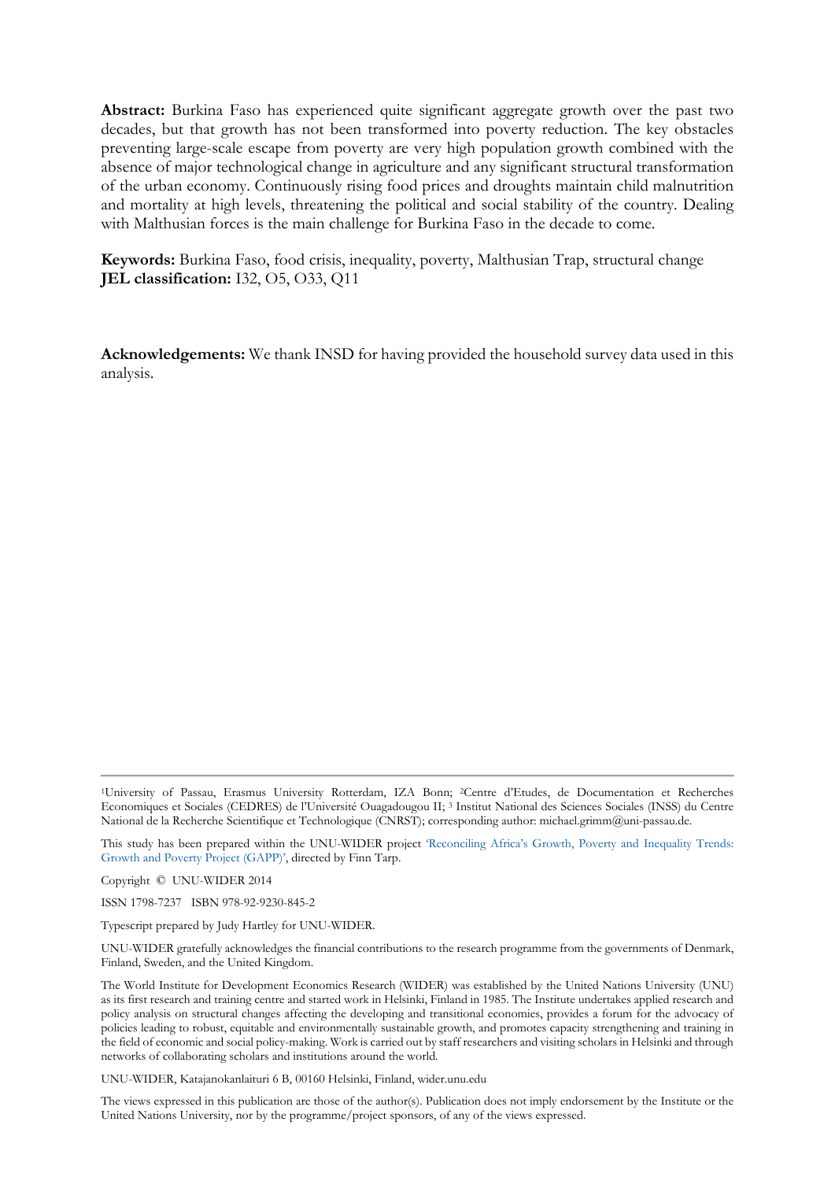**Abstract:** Burkina Faso has experienced quite significant aggregate growth over the past two decades, but that growth has not been transformed into poverty reduction. The key obstacles preventing large-scale escape from poverty are very high population growth combined with the absence of major technological change in agriculture and any significant structural transformation of the urban economy. Continuously rising food prices and droughts maintain child malnutrition and mortality at high levels, threatening the political and social stability of the country. Dealing with Malthusian forces is the main challenge for Burkina Faso in the decade to come.

**Keywords:** Burkina Faso, food crisis, inequality, poverty, Malthusian Trap, structural change
**JEL classification:** I32, O5, O33, Q11

**Acknowledgements:** We thank INSD for having provided the household survey data used in this analysis.

---

[1]University of Passau, Erasmus University Rotterdam, IZA Bonn; [2]Centre d'Etudes, de Documentation et Recherches Economiques et Sociales (CEDRES) de l'Université Ouagadougou II; [3] Institut National des Sciences Sociales (INSS) du Centre National de la Recherche Scientifique et Technologique (CNRST); corresponding author: michael.grimm@uni-passau.de.

This study has been prepared within the UNU-WIDER project 'Reconciling Africa's Growth, Poverty and Inequality Trends: Growth and Poverty Project (GAPP)', directed by Finn Tarp.

Copyright © UNU-WIDER 2014

ISSN 1798-7237 ISBN 978-92-9230-845-2

Typescript prepared by Judy Hartley for UNU-WIDER.

UNU-WIDER gratefully acknowledges the financial contributions to the research programme from the governments of Denmark, Finland, Sweden, and the United Kingdom.

The World Institute for Development Economics Research (WIDER) was established by the United Nations University (UNU) as its first research and training centre and started work in Helsinki, Finland in 1985. The Institute undertakes applied research and policy analysis on structural changes affecting the developing and transitional economies, provides a forum for the advocacy of policies leading to robust, equitable and environmentally sustainable growth, and promotes capacity strengthening and training in the field of economic and social policy-making. Work is carried out by staff researchers and visiting scholars in Helsinki and through networks of collaborating scholars and institutions around the world.

UNU-WIDER, Katajanokanlaituri 6 B, 00160 Helsinki, Finland, wider.unu.edu

The views expressed in this publication are those of the author(s). Publication does not imply endorsement by the Institute or the United Nations University, nor by the programme/project sponsors, of any of the views expressed.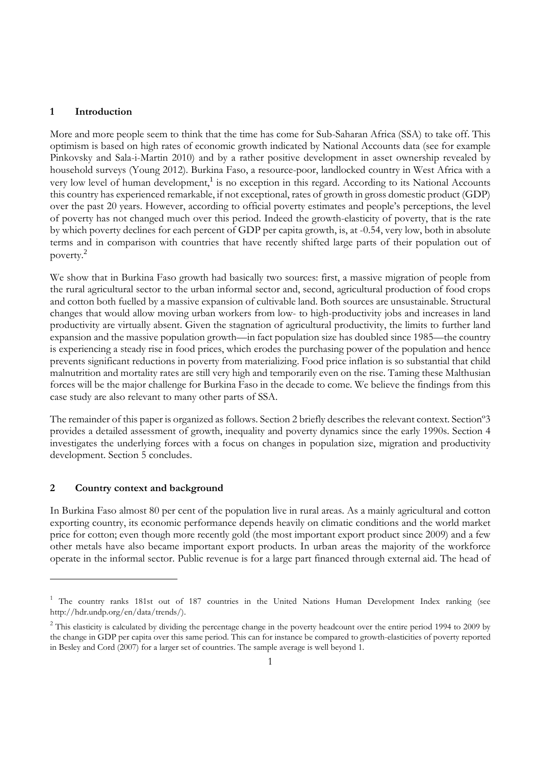## 1 Introduction

More and more people seem to think that the time has come for Sub-Saharan Africa (SSA) to take off. This optimism is based on high rates of economic growth indicated by National Accounts data (see for example Pinkovsky and Sala-i-Martin 2010) and by a rather positive development in asset ownership revealed by household surveys (Young 2012). Burkina Faso, a resource-poor, landlocked country in West Africa with a very low level of human development,[1] is no exception in this regard. According to its National Accounts this country has experienced remarkable, if not exceptional, rates of growth in gross domestic product (GDP) over the past 20 years. However, according to official poverty estimates and people's perceptions, the level of poverty has not changed much over this period. Indeed the growth-elasticity of poverty, that is the rate by which poverty declines for each percent of GDP per capita growth, is, at -0.54, very low, both in absolute terms and in comparison with countries that have recently shifted large parts of their population out of poverty.[2]

We show that in Burkina Faso growth had basically two sources: first, a massive migration of people from the rural agricultural sector to the urban informal sector and, second, agricultural production of food crops and cotton both fuelled by a massive expansion of cultivable land. Both sources are unsustainable. Structural changes that would allow moving urban workers from low- to high-productivity jobs and increases in land productivity are virtually absent. Given the stagnation of agricultural productivity, the limits to further land expansion and the massive population growth—in fact population size has doubled since 1985—the country is experiencing a steady rise in food prices, which erodes the purchasing power of the population and hence prevents significant reductions in poverty from materializing. Food price inflation is so substantial that child malnutrition and mortality rates are still very high and temporarily even on the rise. Taming these Malthusian forces will be the major challenge for Burkina Faso in the decade to come. We believe the findings from this case study are also relevant to many other parts of SSA.

The remainder of this paper is organized as follows. Section 2 briefly describes the relevant context. Sectionº3 provides a detailed assessment of growth, inequality and poverty dynamics since the early 1990s. Section 4 investigates the underlying forces with a focus on changes in population size, migration and productivity development. Section 5 concludes.

## 2 Country context and background

In Burkina Faso almost 80 per cent of the population live in rural areas. As a mainly agricultural and cotton exporting country, its economic performance depends heavily on climatic conditions and the world market price for cotton; even though more recently gold (the most important export product since 2009) and a few other metals have also became important export products. In urban areas the majority of the workforce operate in the informal sector. Public revenue is for a large part financed through external aid. The head of

---

[1] The country ranks 181st out of 187 countries in the United Nations Human Development Index ranking (see http://hdr.undp.org/en/data/trends/).

[2] This elasticity is calculated by dividing the percentage change in the poverty headcount over the entire period 1994 to 2009 by the change in GDP per capita over this same period. This can for instance be compared to growth-elasticities of poverty reported in Besley and Cord (2007) for a larger set of countries. The sample average is well beyond 1.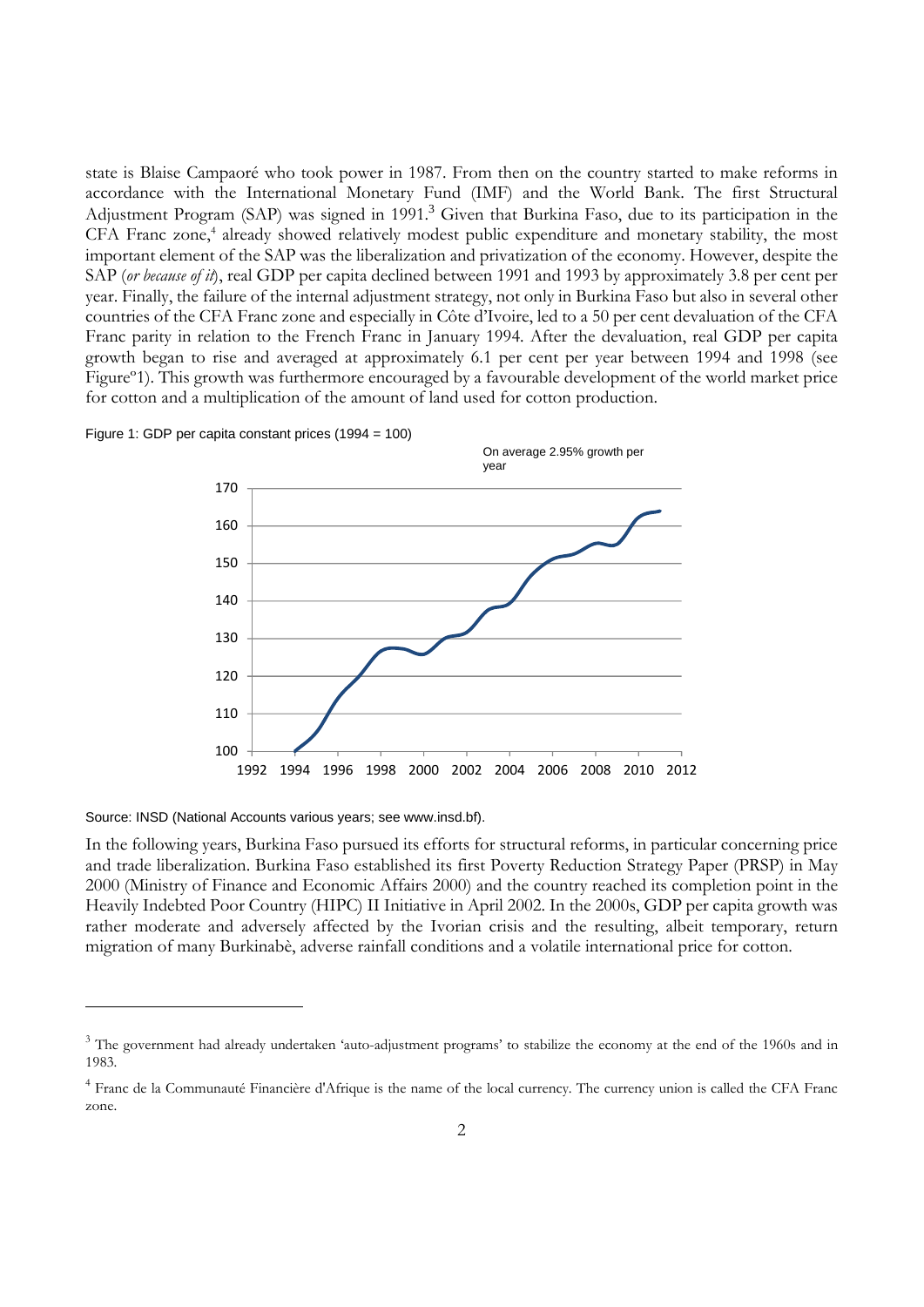state is Blaise Campaoré who took power in 1987. From then on the country started to make reforms in accordance with the International Monetary Fund (IMF) and the World Bank. The first Structural Adjustment Program (SAP) was signed in 1991.[3] Given that Burkina Faso, due to its participation in the CFA Franc zone,[4] already showed relatively modest public expenditure and monetary stability, the most important element of the SAP was the liberalization and privatization of the economy. However, despite the SAP (*or because of it*), real GDP per capita declined between 1991 and 1993 by approximately 3.8 per cent per year. Finally, the failure of the internal adjustment strategy, not only in Burkina Faso but also in several other countries of the CFA Franc zone and especially in Côte d'Ivoire, led to a 50 per cent devaluation of the CFA Franc parity in relation to the French Franc in January 1994. After the devaluation, real GDP per capita growth began to rise and averaged at approximately 6.1 per cent per year between 1994 and 1998 (see Figure°1). This growth was furthermore encouraged by a favourable development of the world market price for cotton and a multiplication of the amount of land used for cotton production.

Figure 1: GDP per capita constant prices (1994 = 100)

On average 2.95% growth per year

Source: INSD (National Accounts various years; see www.insd.bf).

In the following years, Burkina Faso pursued its efforts for structural reforms, in particular concerning price and trade liberalization. Burkina Faso established its first Poverty Reduction Strategy Paper (PRSP) in May 2000 (Ministry of Finance and Economic Affairs 2000) and the country reached its completion point in the Heavily Indebted Poor Country (HIPC) II Initiative in April 2002. In the 2000s, GDP per capita growth was rather moderate and adversely affected by the Ivorian crisis and the resulting, albeit temporary, return migration of many Burkinabè, adverse rainfall conditions and a volatile international price for cotton.

---

[3] The government had already undertaken 'auto-adjustment programs' to stabilize the economy at the end of the 1960s and in 1983.

[4] Franc de la Communauté Financière d'Afrique is the name of the local currency. The currency union is called the CFA Franc zone.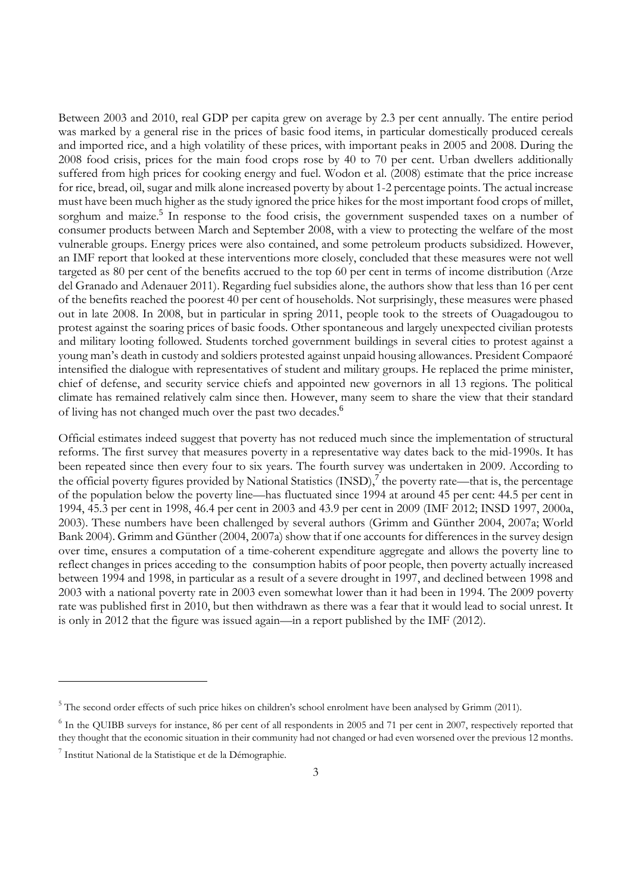Between 2003 and 2010, real GDP per capita grew on average by 2.3 per cent annually. The entire period was marked by a general rise in the prices of basic food items, in particular domestically produced cereals and imported rice, and a high volatility of these prices, with important peaks in 2005 and 2008. During the 2008 food crisis, prices for the main food crops rose by 40 to 70 per cent. Urban dwellers additionally suffered from high prices for cooking energy and fuel. Wodon et al. (2008) estimate that the price increase for rice, bread, oil, sugar and milk alone increased poverty by about 1-2 percentage points. The actual increase must have been much higher as the study ignored the price hikes for the most important food crops of millet, sorghum and maize.[5] In response to the food crisis, the government suspended taxes on a number of consumer products between March and September 2008, with a view to protecting the welfare of the most vulnerable groups. Energy prices were also contained, and some petroleum products subsidized. However, an IMF report that looked at these interventions more closely, concluded that these measures were not well targeted as 80 per cent of the benefits accrued to the top 60 per cent in terms of income distribution (Arze del Granado and Adenauer 2011). Regarding fuel subsidies alone, the authors show that less than 16 per cent of the benefits reached the poorest 40 per cent of households. Not surprisingly, these measures were phased out in late 2008. In 2008, but in particular in spring 2011, people took to the streets of Ouagadougou to protest against the soaring prices of basic foods. Other spontaneous and largely unexpected civilian protests and military looting followed. Students torched government buildings in several cities to protest against a young man's death in custody and soldiers protested against unpaid housing allowances. President Compaoré intensified the dialogue with representatives of student and military groups. He replaced the prime minister, chief of defense, and security service chiefs and appointed new governors in all 13 regions. The political climate has remained relatively calm since then. However, many seem to share the view that their standard of living has not changed much over the past two decades.[6]

Official estimates indeed suggest that poverty has not reduced much since the implementation of structural reforms. The first survey that measures poverty in a representative way dates back to the mid-1990s. It has been repeated since then every four to six years. The fourth survey was undertaken in 2009. According to the official poverty figures provided by National Statistics (INSD),[7] the poverty rate—that is, the percentage of the population below the poverty line—has fluctuated since 1994 at around 45 per cent: 44.5 per cent in 1994, 45.3 per cent in 1998, 46.4 per cent in 2003 and 43.9 per cent in 2009 (IMF 2012; INSD 1997, 2000a, 2003). These numbers have been challenged by several authors (Grimm and Günther 2004, 2007a; World Bank 2004). Grimm and Günther (2004, 2007a) show that if one accounts for differences in the survey design over time, ensures a computation of a time-coherent expenditure aggregate and allows the poverty line to reflect changes in prices acceding to the consumption habits of poor people, then poverty actually increased between 1994 and 1998, in particular as a result of a severe drought in 1997, and declined between 1998 and 2003 with a national poverty rate in 2003 even somewhat lower than it had been in 1994. The 2009 poverty rate was published first in 2010, but then withdrawn as there was a fear that it would lead to social unrest. It is only in 2012 that the figure was issued again—in a report published by the IMF (2012).

---

[5] The second order effects of such price hikes on children's school enrolment have been analysed by Grimm (2011).

[6] In the QUIBB surveys for instance, 86 per cent of all respondents in 2005 and 71 per cent in 2007, respectively reported that they thought that the economic situation in their community had not changed or had even worsened over the previous 12 months.

[7] Institut National de la Statistique et de la Démographie.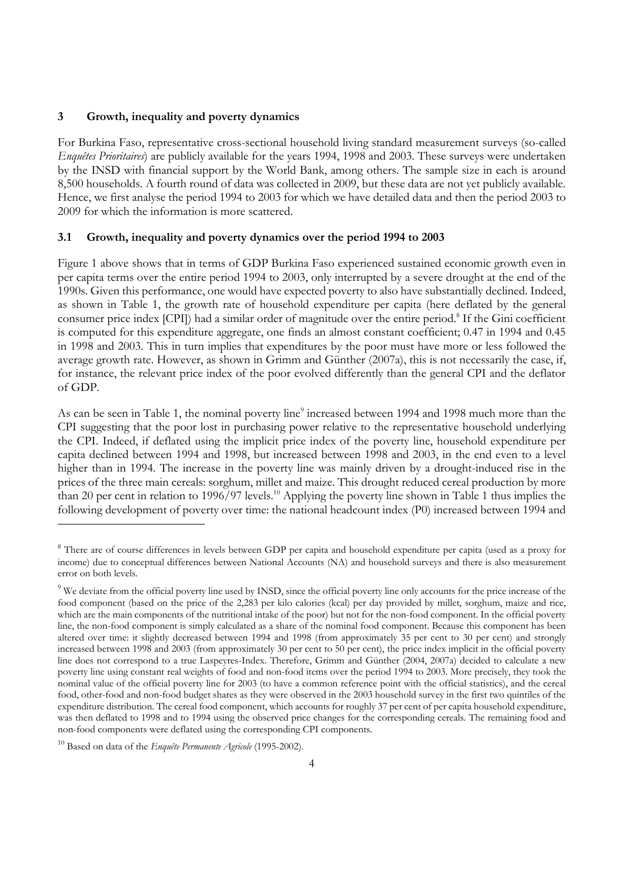## 3 Growth, inequality and poverty dynamics

For Burkina Faso, representative cross-sectional household living standard measurement surveys (so-called *Enquêtes Prioritaires*) are publicly available for the years 1994, 1998 and 2003. These surveys were undertaken by the INSD with financial support by the World Bank, among others. The sample size in each is around 8,500 households. A fourth round of data was collected in 2009, but these data are not yet publicly available. Hence, we first analyse the period 1994 to 2003 for which we have detailed data and then the period 2003 to 2009 for which the information is more scattered.

### 3.1 Growth, inequality and poverty dynamics over the period 1994 to 2003

Figure 1 above shows that in terms of GDP Burkina Faso experienced sustained economic growth even in per capita terms over the entire period 1994 to 2003, only interrupted by a severe drought at the end of the 1990s. Given this performance, one would have expected poverty to also have substantially declined. Indeed, as shown in Table 1, the growth rate of household expenditure per capita (here deflated by the general consumer price index [CPI]) had a similar order of magnitude over the entire period.[8] If the Gini coefficient is computed for this expenditure aggregate, one finds an almost constant coefficient; 0.47 in 1994 and 0.45 in 1998 and 2003. This in turn implies that expenditures by the poor must have more or less followed the average growth rate. However, as shown in Grimm and Günther (2007a), this is not necessarily the case, if, for instance, the relevant price index of the poor evolved differently than the general CPI and the deflator of GDP.

As can be seen in Table 1, the nominal poverty line[9] increased between 1994 and 1998 much more than the CPI suggesting that the poor lost in purchasing power relative to the representative household underlying the CPI. Indeed, if deflated using the implicit price index of the poverty line, household expenditure per capita declined between 1994 and 1998, but increased between 1998 and 2003, in the end even to a level higher than in 1994. The increase in the poverty line was mainly driven by a drought-induced rise in the prices of the three main cereals: sorghum, millet and maize. This drought reduced cereal production by more than 20 per cent in relation to 1996/97 levels.[10] Applying the poverty line shown in Table 1 thus implies the following development of poverty over time: the national headcount index (P0) increased between 1994 and

---

[8] There are of course differences in levels between GDP per capita and household expenditure per capita (used as a proxy for income) due to conceptual differences between National Accounts (NA) and household surveys and there is also measurement error on both levels.

[9] We deviate from the official poverty line used by INSD, since the official poverty line only accounts for the price increase of the food component (based on the price of the 2,283 per kilo calories (kcal) per day provided by millet, sorghum, maize and rice, which are the main components of the nutritional intake of the poor) but not for the non-food component. In the official poverty line, the non-food component is simply calculated as a share of the nominal food component. Because this component has been altered over time: it slightly decreased between 1994 and 1998 (from approximately 35 per cent to 30 per cent) and strongly increased between 1998 and 2003 (from approximately 30 per cent to 50 per cent), the price index implicit in the official poverty line does not correspond to a true Laspeyres-Index. Therefore, Grimm and Günther (2004, 2007a) decided to calculate a new poverty line using constant real weights of food and non-food items over the period 1994 to 2003. More precisely, they took the nominal value of the official poverty line for 2003 (to have a common reference point with the official statistics), and the cereal food, other-food and non-food budget shares as they were observed in the 2003 household survey in the first two quintiles of the expenditure distribution. The cereal food component, which accounts for roughly 37 per cent of per capita household expenditure, was then deflated to 1998 and to 1994 using the observed price changes for the corresponding cereals. The remaining food and non-food components were deflated using the corresponding CPI components.

[10] Based on data of the *Enquête Permanente Agricole* (1995-2002).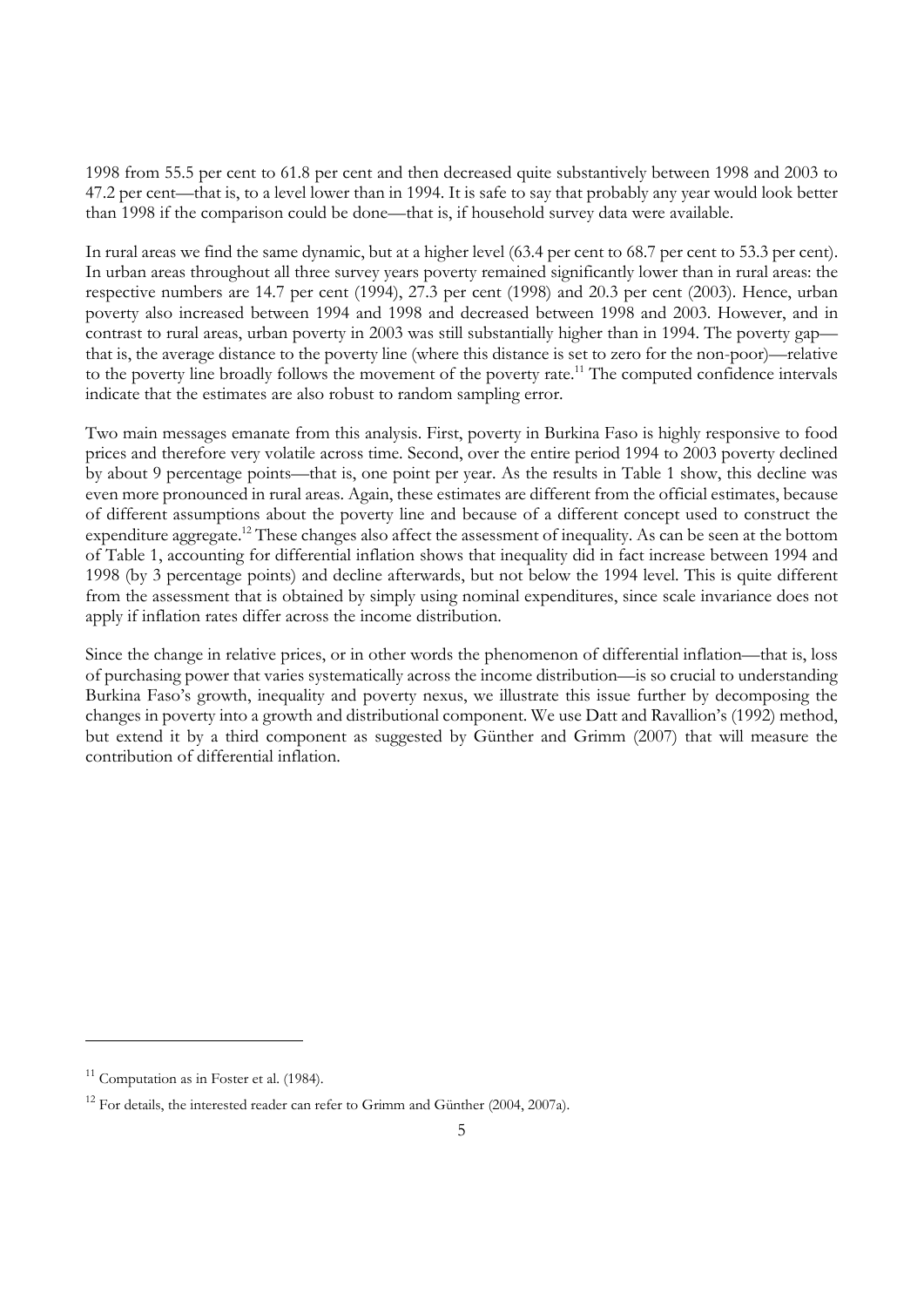1998 from 55.5 per cent to 61.8 per cent and then decreased quite substantively between 1998 and 2003 to 47.2 per cent—that is, to a level lower than in 1994. It is safe to say that probably any year would look better than 1998 if the comparison could be done—that is, if household survey data were available.

In rural areas we find the same dynamic, but at a higher level (63.4 per cent to 68.7 per cent to 53.3 per cent). In urban areas throughout all three survey years poverty remained significantly lower than in rural areas: the respective numbers are 14.7 per cent (1994), 27.3 per cent (1998) and 20.3 per cent (2003). Hence, urban poverty also increased between 1994 and 1998 and decreased between 1998 and 2003. However, and in contrast to rural areas, urban poverty in 2003 was still substantially higher than in 1994. The poverty gap—that is, the average distance to the poverty line (where this distance is set to zero for the non-poor)—relative to the poverty line broadly follows the movement of the poverty rate.[11] The computed confidence intervals indicate that the estimates are also robust to random sampling error.

Two main messages emanate from this analysis. First, poverty in Burkina Faso is highly responsive to food prices and therefore very volatile across time. Second, over the entire period 1994 to 2003 poverty declined by about 9 percentage points—that is, one point per year. As the results in Table 1 show, this decline was even more pronounced in rural areas. Again, these estimates are different from the official estimates, because of different assumptions about the poverty line and because of a different concept used to construct the expenditure aggregate.[12] These changes also affect the assessment of inequality. As can be seen at the bottom of Table 1, accounting for differential inflation shows that inequality did in fact increase between 1994 and 1998 (by 3 percentage points) and decline afterwards, but not below the 1994 level. This is quite different from the assessment that is obtained by simply using nominal expenditures, since scale invariance does not apply if inflation rates differ across the income distribution.

Since the change in relative prices, or in other words the phenomenon of differential inflation—that is, loss of purchasing power that varies systematically across the income distribution—is so crucial to understanding Burkina Faso's growth, inequality and poverty nexus, we illustrate this issue further by decomposing the changes in poverty into a growth and distributional component. We use Datt and Ravallion's (1992) method, but extend it by a third component as suggested by Günther and Grimm (2007) that will measure the contribution of differential inflation.

[11] Computation as in Foster et al. (1984).

[12] For details, the interested reader can refer to Grimm and Günther (2004, 2007a).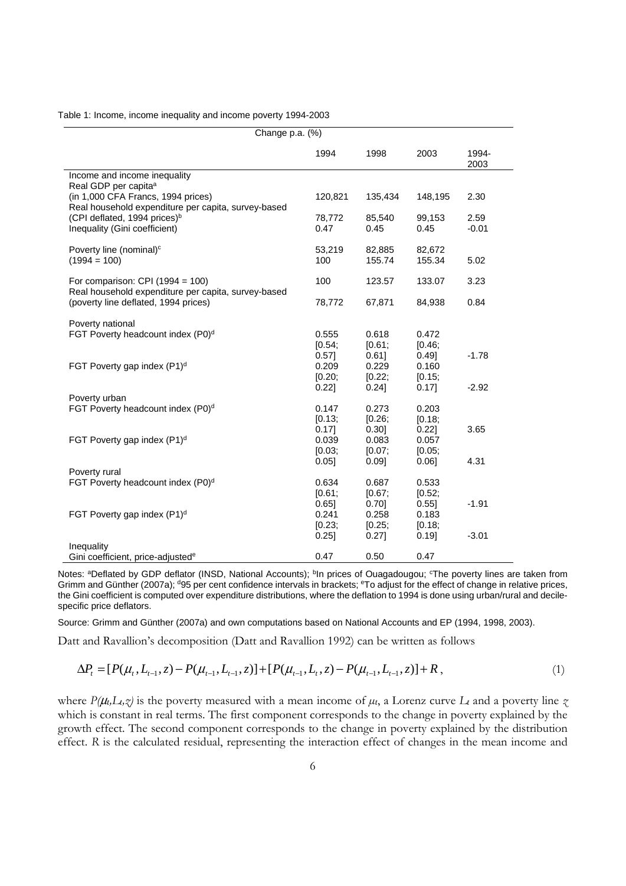Table 1: Income, income inequality and income poverty 1994-2003

| | | | | Change p.a. (%) |
|---|---|---|---|---|
| | 1994 | 1998 | 2003 | 1994-2003 |
| Income and income inequality | | | | |
| Real GDP per capita[a] (in 1,000 CFA Francs, 1994 prices) | 120,821 | 135,434 | 148,195 | 2.30 |
| Real household expenditure per capita, survey-based (CPI deflated, 1994 prices)[b] | 78,772 | 85,540 | 99,153 | 2.59 |
| Inequality (Gini coefficient) | 0.47 | 0.45 | 0.45 | -0.01 |
| Poverty line (nominal)[c] | 53,219 | 82,885 | 82,672 | |
| (1994 = 100) | 100 | 155.74 | 155.34 | 5.02 |
| For comparison: CPI (1994 = 100) | 100 | 123.57 | 133.07 | 3.23 |
| Real household expenditure per capita, survey-based (poverty line deflated, 1994 prices) | 78,772 | 67,871 | 84,938 | 0.84 |
| Poverty national | | | | |
| FGT Poverty headcount index (P0)[d] | 0.555 [0.54; 0.57] | 0.618 [0.61; 0.61] | 0.472 [0.46; 0.49] | -1.78 |
| FGT Poverty gap index (P1)[d] | 0.209 [0.20; 0.22] | 0.229 [0.22; 0.24] | 0.160 [0.15; 0.17] | -2.92 |
| Poverty urban | | | | |
| FGT Poverty headcount index (P0)[d] | 0.147 [0.13; 0.17] | 0.273 [0.26; 0.30] | 0.203 [0.18; 0.22] | 3.65 |
| FGT Poverty gap index (P1)[d] | 0.039 [0.03; 0.05] | 0.083 [0.07; 0.09] | 0.057 [0.05; 0.06] | 4.31 |
| Poverty rural | | | | |
| FGT Poverty headcount index (P0)[d] | 0.634 [0.61; 0.65] | 0.687 [0.67; 0.70] | 0.533 [0.52; 0.55] | -1.91 |
| FGT Poverty gap index (P1)[d] | 0.241 [0.23; 0.25] | 0.258 [0.25; 0.27] | 0.183 [0.18; 0.19] | -3.01 |
| Inequality | | | | |
| Gini coefficient, price-adjusted[e] | 0.47 | 0.50 | 0.47 | |

Notes: [a]Deflated by GDP deflator (INSD, National Accounts); [b]In prices of Ouagadougou; [c]The poverty lines are taken from Grimm and Günther (2007a); [d]95 per cent confidence intervals in brackets; [e]To adjust for the effect of change in relative prices, the Gini coefficient is computed over expenditure distributions, where the deflation to 1994 is done using urban/rural and decile-specific price deflators.

Source: Grimm and Günther (2007a) and own computations based on National Accounts and EP (1994, 1998, 2003).

Datt and Ravallion's decomposition (Datt and Ravallion 1992) can be written as follows

$$\Delta P_t = [P(\mu_t, L_{t-1}, z) - P(\mu_{t-1}, L_{t-1}, z)] + [P(\mu_{t-1}, L_t, z) - P(\mu_{t-1}, L_{t-1}, z)] + R\,, \tag{1}$$

where $P(\mu_t, L_t, z)$ is the poverty measured with a mean income of $\mu_t$, a Lorenz curve $L_t$ and a poverty line $z$ which is constant in real terms. The first component corresponds to the change in poverty explained by the growth effect. The second component corresponds to the change in poverty explained by the distribution effect. $R$ is the calculated residual, representing the interaction effect of changes in the mean income and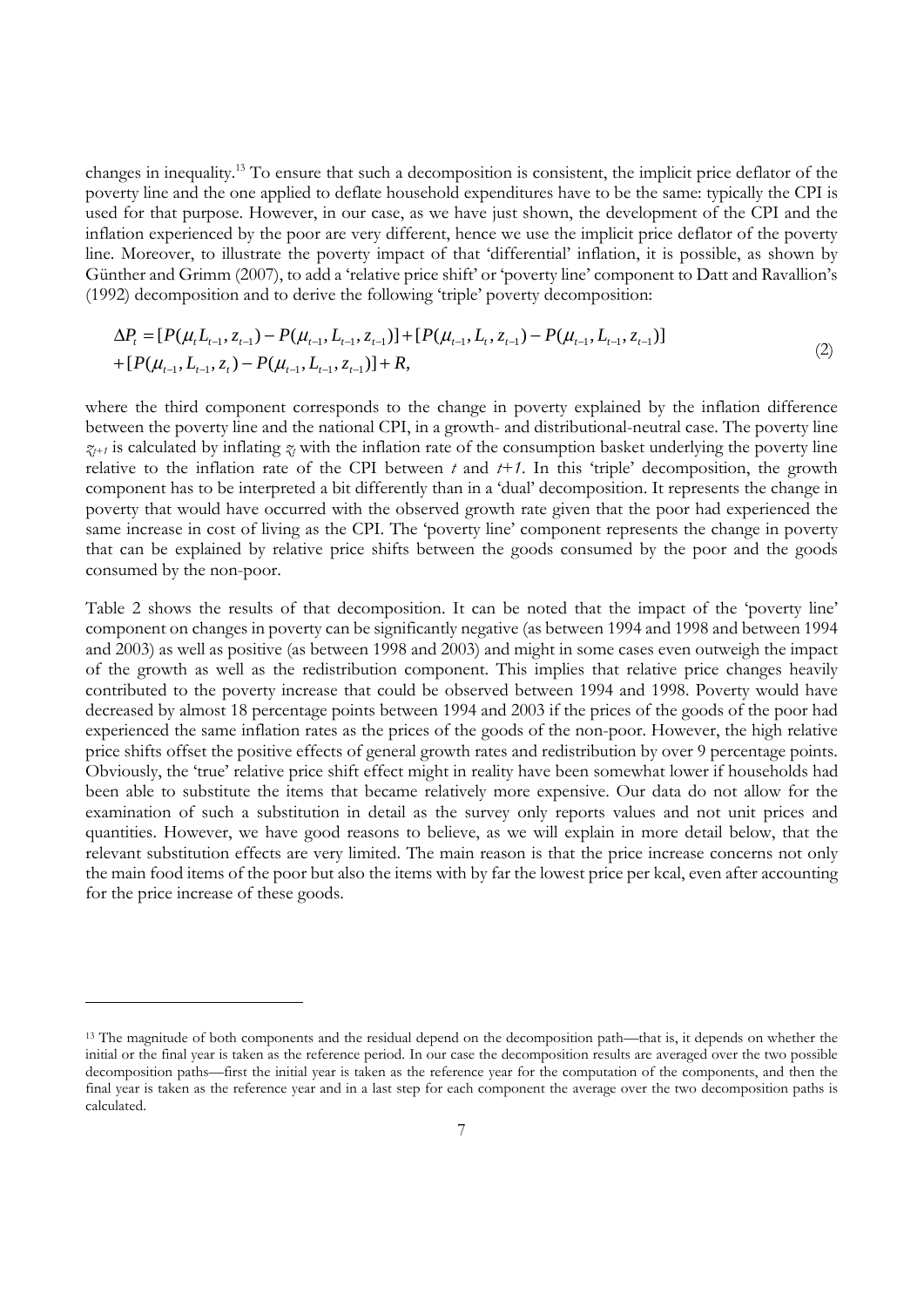changes in inequality.[13] To ensure that such a decomposition is consistent, the implicit price deflator of the poverty line and the one applied to deflate household expenditures have to be the same: typically the CPI is used for that purpose. However, in our case, as we have just shown, the development of the CPI and the inflation experienced by the poor are very different, hence we use the implicit price deflator of the poverty line. Moreover, to illustrate the poverty impact of that 'differential' inflation, it is possible, as shown by Günther and Grimm (2007), to add a 'relative price shift' or 'poverty line' component to Datt and Ravallion's (1992) decomposition and to derive the following 'triple' poverty decomposition:

$$
\begin{aligned}
\Delta P_t = & [P(\mu_t L_{t-1}, z_{t-1}) - P(\mu_{t-1}, L_{t-1}, z_{t-1})] + [P(\mu_{t-1}, L_t, z_{t-1}) - P(\mu_{t-1}, L_{t-1}, z_{t-1})] \\
& + [P(\mu_{t-1}, L_{t-1}, z_t) - P(\mu_{t-1}, L_{t-1}, z_{t-1})] + R,
\end{aligned}
\tag{2}
$$

where the third component corresponds to the change in poverty explained by the inflation difference between the poverty line and the national CPI, in a growth- and distributional-neutral case. The poverty line $z_{t+1}$ is calculated by inflating $z_t$ with the inflation rate of the consumption basket underlying the poverty line relative to the inflation rate of the CPI between $t$ and $t+1$. In this 'triple' decomposition, the growth component has to be interpreted a bit differently than in a 'dual' decomposition. It represents the change in poverty that would have occurred with the observed growth rate given that the poor had experienced the same increase in cost of living as the CPI. The 'poverty line' component represents the change in poverty that can be explained by relative price shifts between the goods consumed by the poor and the goods consumed by the non-poor.

Table 2 shows the results of that decomposition. It can be noted that the impact of the 'poverty line' component on changes in poverty can be significantly negative (as between 1994 and 1998 and between 1994 and 2003) as well as positive (as between 1998 and 2003) and might in some cases even outweigh the impact of the growth as well as the redistribution component. This implies that relative price changes heavily contributed to the poverty increase that could be observed between 1994 and 1998. Poverty would have decreased by almost 18 percentage points between 1994 and 2003 if the prices of the goods of the poor had experienced the same inflation rates as the prices of the goods of the non-poor. However, the high relative price shifts offset the positive effects of general growth rates and redistribution by over 9 percentage points. Obviously, the 'true' relative price shift effect might in reality have been somewhat lower if households had been able to substitute the items that became relatively more expensive. Our data do not allow for the examination of such a substitution in detail as the survey only reports values and not unit prices and quantities. However, we have good reasons to believe, as we will explain in more detail below, that the relevant substitution effects are very limited. The main reason is that the price increase concerns not only the main food items of the poor but also the items with by far the lowest price per kcal, even after accounting for the price increase of these goods.

---

[13] The magnitude of both components and the residual depend on the decomposition path—that is, it depends on whether the initial or the final year is taken as the reference period. In our case the decomposition results are averaged over the two possible decomposition paths—first the initial year is taken as the reference year for the computation of the components, and then the final year is taken as the reference year and in a last step for each component the average over the two decomposition paths is calculated.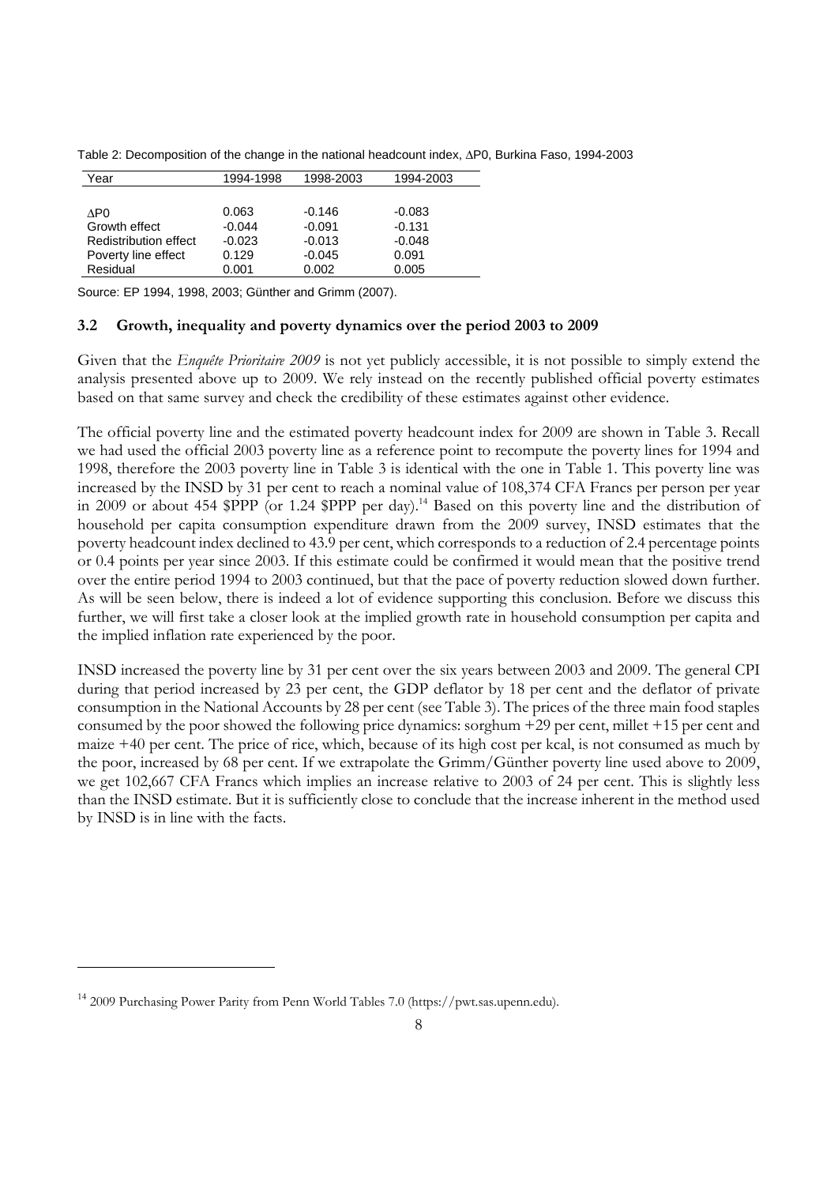Table 2: Decomposition of the change in the national headcount index, ∆P0, Burkina Faso, 1994-2003

| Year | 1994-1998 | 1998-2003 | 1994-2003 |
|---|---|---|---|
| ∆P0 | 0.063 | -0.146 | -0.083 |
| Growth effect | -0.044 | -0.091 | -0.131 |
| Redistribution effect | -0.023 | -0.013 | -0.048 |
| Poverty line effect | 0.129 | -0.045 | 0.091 |
| Residual | 0.001 | 0.002 | 0.005 |

Source: EP 1994, 1998, 2003; Günther and Grimm (2007).

### 3.2 Growth, inequality and poverty dynamics over the period 2003 to 2009

Given that the *Enquête Prioritaire 2009* is not yet publicly accessible, it is not possible to simply extend the analysis presented above up to 2009. We rely instead on the recently published official poverty estimates based on that same survey and check the credibility of these estimates against other evidence.

The official poverty line and the estimated poverty headcount index for 2009 are shown in Table 3. Recall we had used the official 2003 poverty line as a reference point to recompute the poverty lines for 1994 and 1998, therefore the 2003 poverty line in Table 3 is identical with the one in Table 1. This poverty line was increased by the INSD by 31 per cent to reach a nominal value of 108,374 CFA Francs per person per year in 2009 or about 454 $PPP (or 1.24 $PPP per day).[14] Based on this poverty line and the distribution of household per capita consumption expenditure drawn from the 2009 survey, INSD estimates that the poverty headcount index declined to 43.9 per cent, which corresponds to a reduction of 2.4 percentage points or 0.4 points per year since 2003. If this estimate could be confirmed it would mean that the positive trend over the entire period 1994 to 2003 continued, but that the pace of poverty reduction slowed down further. As will be seen below, there is indeed a lot of evidence supporting this conclusion. Before we discuss this further, we will first take a closer look at the implied growth rate in household consumption per capita and the implied inflation rate experienced by the poor.

INSD increased the poverty line by 31 per cent over the six years between 2003 and 2009. The general CPI during that period increased by 23 per cent, the GDP deflator by 18 per cent and the deflator of private consumption in the National Accounts by 28 per cent (see Table 3). The prices of the three main food staples consumed by the poor showed the following price dynamics: sorghum +29 per cent, millet +15 per cent and maize +40 per cent. The price of rice, which, because of its high cost per kcal, is not consumed as much by the poor, increased by 68 per cent. If we extrapolate the Grimm/Günther poverty line used above to 2009, we get 102,667 CFA Francs which implies an increase relative to 2003 of 24 per cent. This is slightly less than the INSD estimate. But it is sufficiently close to conclude that the increase inherent in the method used by INSD is in line with the facts.

[14] 2009 Purchasing Power Parity from Penn World Tables 7.0 (https://pwt.sas.upenn.edu).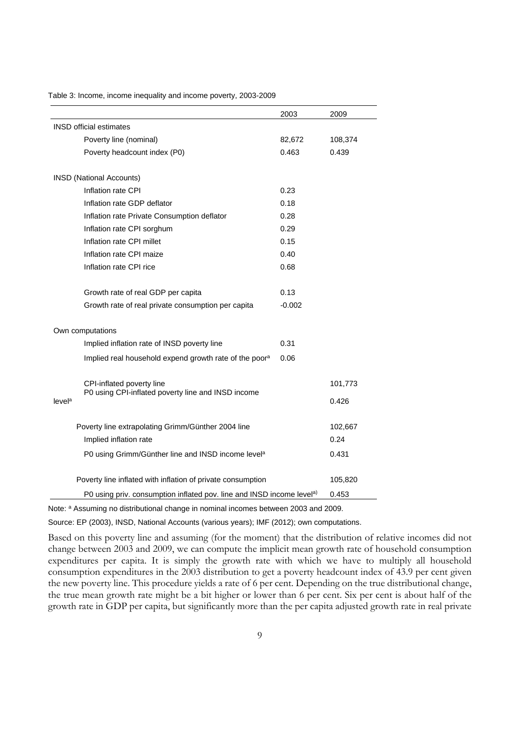Table 3: Income, income inequality and income poverty, 2003-2009

| | 2003 | 2009 |
|---|---|---|
| INSD official estimates | | |
| Poverty line (nominal) | 82,672 | 108,374 |
| Poverty headcount index (P0) | 0.463 | 0.439 |
| INSD (National Accounts) | | |
| Inflation rate CPI | 0.23 | |
| Inflation rate GDP deflator | 0.18 | |
| Inflation rate Private Consumption deflator | 0.28 | |
| Inflation rate CPI sorghum | 0.29 | |
| Inflation rate CPI millet | 0.15 | |
| Inflation rate CPI maize | 0.40 | |
| Inflation rate CPI rice | 0.68 | |
| Growth rate of real GDP per capita | 0.13 | |
| Growth rate of real private consumption per capita | -0.002 | |
| Own computations | | |
| Implied inflation rate of INSD poverty line | 0.31 | |
| Implied real household expend growth rate of the poor[a] | 0.06 | |
| CPI-inflated poverty line | | 101,773 |
| P0 using CPI-inflated poverty line and INSD income level[a] | | 0.426 |
| Poverty line extrapolating Grimm/Günther 2004 line | | 102,667 |
| Implied inflation rate | | 0.24 |
| P0 using Grimm/Günther line and INSD income level[a] | | 0.431 |
| Poverty line inflated with inflation of private consumption | | 105,820 |
| P0 using priv. consumption inflated pov. line and INSD income level[a)] | | 0.453 |

Note: [a] Assuming no distributional change in nominal incomes between 2003 and 2009.

Source: EP (2003), INSD, National Accounts (various years); IMF (2012); own computations.

Based on this poverty line and assuming (for the moment) that the distribution of relative incomes did not change between 2003 and 2009, we can compute the implicit mean growth rate of household consumption expenditures per capita. It is simply the growth rate with which we have to multiply all household consumption expenditures in the 2003 distribution to get a poverty headcount index of 43.9 per cent given the new poverty line. This procedure yields a rate of 6 per cent. Depending on the true distributional change, the true mean growth rate might be a bit higher or lower than 6 per cent. Six per cent is about half of the growth rate in GDP per capita, but significantly more than the per capita adjusted growth rate in real private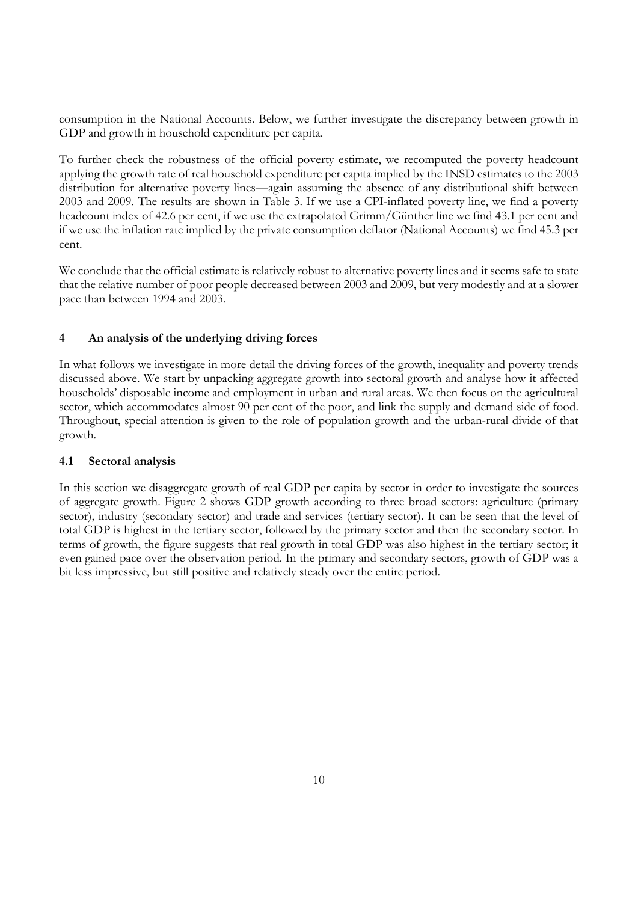consumption in the National Accounts. Below, we further investigate the discrepancy between growth in GDP and growth in household expenditure per capita.

To further check the robustness of the official poverty estimate, we recomputed the poverty headcount applying the growth rate of real household expenditure per capita implied by the INSD estimates to the 2003 distribution for alternative poverty lines—again assuming the absence of any distributional shift between 2003 and 2009. The results are shown in Table 3. If we use a CPI-inflated poverty line, we find a poverty headcount index of 42.6 per cent, if we use the extrapolated Grimm/Günther line we find 43.1 per cent and if we use the inflation rate implied by the private consumption deflator (National Accounts) we find 45.3 per cent.

We conclude that the official estimate is relatively robust to alternative poverty lines and it seems safe to state that the relative number of poor people decreased between 2003 and 2009, but very modestly and at a slower pace than between 1994 and 2003.

## 4 An analysis of the underlying driving forces

In what follows we investigate in more detail the driving forces of the growth, inequality and poverty trends discussed above. We start by unpacking aggregate growth into sectoral growth and analyse how it affected households' disposable income and employment in urban and rural areas. We then focus on the agricultural sector, which accommodates almost 90 per cent of the poor, and link the supply and demand side of food. Throughout, special attention is given to the role of population growth and the urban-rural divide of that growth.

### 4.1 Sectoral analysis

In this section we disaggregate growth of real GDP per capita by sector in order to investigate the sources of aggregate growth. Figure 2 shows GDP growth according to three broad sectors: agriculture (primary sector), industry (secondary sector) and trade and services (tertiary sector). It can be seen that the level of total GDP is highest in the tertiary sector, followed by the primary sector and then the secondary sector. In terms of growth, the figure suggests that real growth in total GDP was also highest in the tertiary sector; it even gained pace over the observation period. In the primary and secondary sectors, growth of GDP was a bit less impressive, but still positive and relatively steady over the entire period.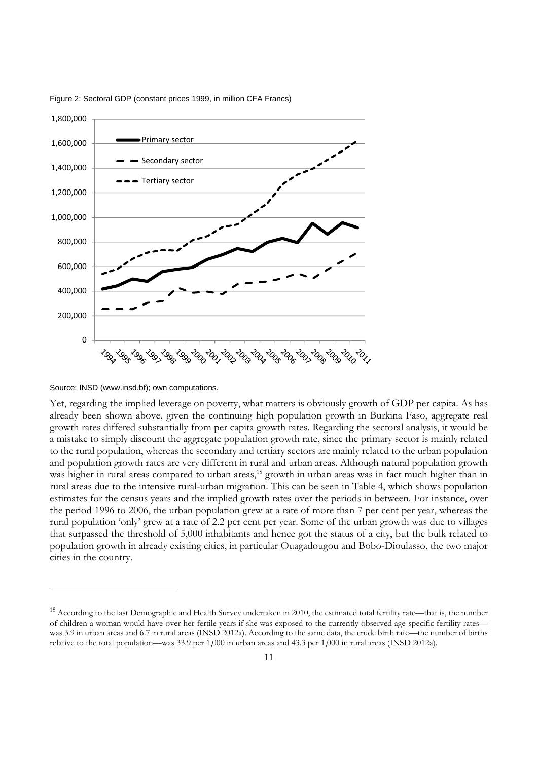Figure 2: Sectoral GDP (constant prices 1999, in million CFA Francs)

Source: INSD (www.insd.bf); own computations.

Yet, regarding the implied leverage on poverty, what matters is obviously growth of GDP per capita. As has already been shown above, given the continuing high population growth in Burkina Faso, aggregate real growth rates differed substantially from per capita growth rates. Regarding the sectoral analysis, it would be a mistake to simply discount the aggregate population growth rate, since the primary sector is mainly related to the rural population, whereas the secondary and tertiary sectors are mainly related to the urban population and population growth rates are very different in rural and urban areas. Although natural population growth was higher in rural areas compared to urban areas,[15] growth in urban areas was in fact much higher than in rural areas due to the intensive rural-urban migration. This can be seen in Table 4, which shows population estimates for the census years and the implied growth rates over the periods in between. For instance, over the period 1996 to 2006, the urban population grew at a rate of more than 7 per cent per year, whereas the rural population 'only' grew at a rate of 2.2 per cent per year. Some of the urban growth was due to villages that surpassed the threshold of 5,000 inhabitants and hence got the status of a city, but the bulk related to population growth in already existing cities, in particular Ouagadougou and Bobo-Dioulasso, the two major cities in the country.

[15] According to the last Demographic and Health Survey undertaken in 2010, the estimated total fertility rate—that is, the number of children a woman would have over her fertile years if she was exposed to the currently observed age-specific fertility rates—was 3.9 in urban areas and 6.7 in rural areas (INSD 2012a). According to the same data, the crude birth rate—the number of births relative to the total population—was 33.9 per 1,000 in urban areas and 43.3 per 1,000 in rural areas (INSD 2012a).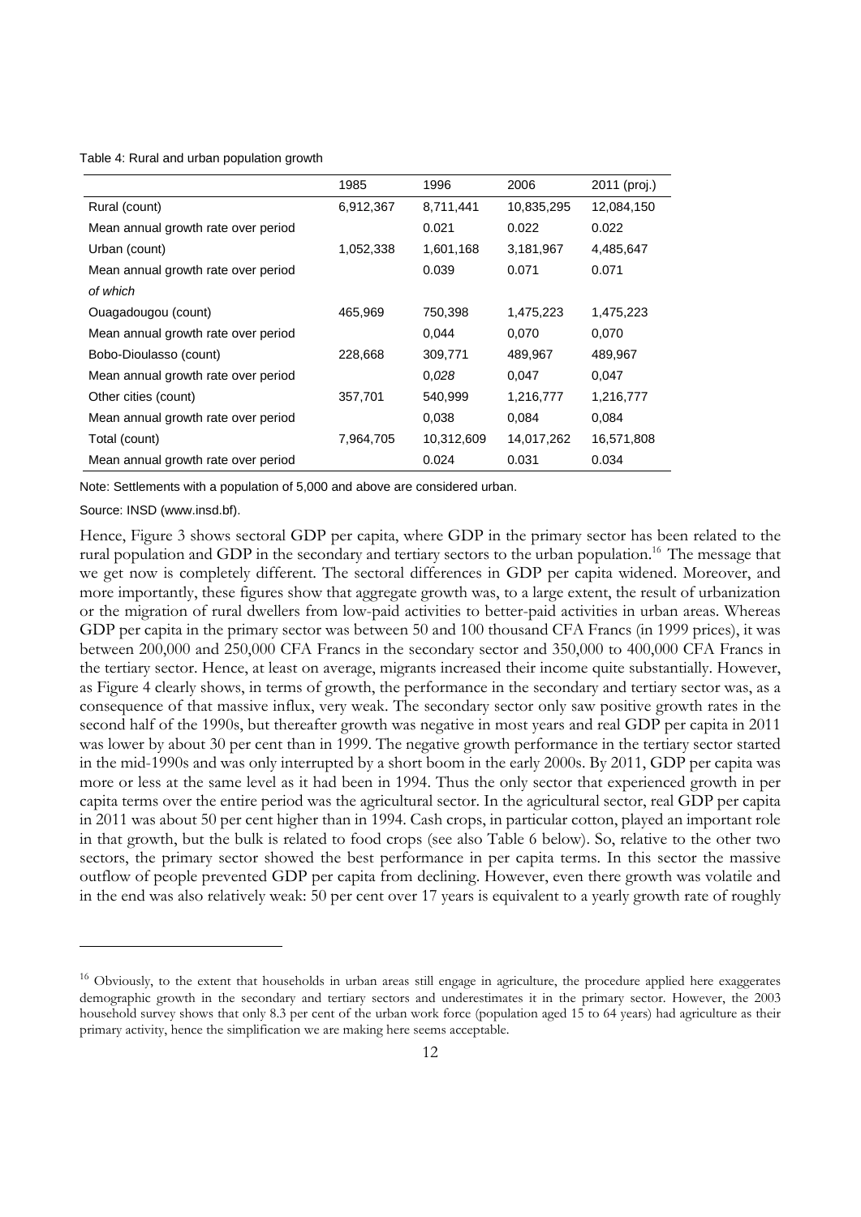Table 4: Rural and urban population growth

| | 1985 | 1996 | 2006 | 2011 (proj.) |
|---|---|---|---|---|
| Rural (count) | 6,912,367 | 8,711,441 | 10,835,295 | 12,084,150 |
| Mean annual growth rate over period | | 0.021 | 0.022 | 0.022 |
| Urban (count) | 1,052,338 | 1,601,168 | 3,181,967 | 4,485,647 |
| Mean annual growth rate over period | | 0.039 | 0.071 | 0.071 |
| *of which* | | | | |
| Ouagadougou (count) | 465,969 | 750,398 | 1,475,223 | 1,475,223 |
| Mean annual growth rate over period | | 0,044 | 0,070 | 0,070 |
| Bobo-Dioulasso (count) | 228,668 | 309,771 | 489,967 | 489,967 |
| Mean annual growth rate over period | | 0,*028* | 0,047 | 0,047 |
| Other cities (count) | 357,701 | 540,999 | 1,216,777 | 1,216,777 |
| Mean annual growth rate over period | | 0,038 | 0,084 | 0,084 |
| Total (count) | 7,964,705 | 10,312,609 | 14,017,262 | 16,571,808 |
| Mean annual growth rate over period | | 0.024 | 0.031 | 0.034 |

Note: Settlements with a population of 5,000 and above are considered urban.

Source: INSD (www.insd.bf).

Hence, Figure 3 shows sectoral GDP per capita, where GDP in the primary sector has been related to the rural population and GDP in the secondary and tertiary sectors to the urban population.[16] The message that we get now is completely different. The sectoral differences in GDP per capita widened. Moreover, and more importantly, these figures show that aggregate growth was, to a large extent, the result of urbanization or the migration of rural dwellers from low-paid activities to better-paid activities in urban areas. Whereas GDP per capita in the primary sector was between 50 and 100 thousand CFA Francs (in 1999 prices), it was between 200,000 and 250,000 CFA Francs in the secondary sector and 350,000 to 400,000 CFA Francs in the tertiary sector. Hence, at least on average, migrants increased their income quite substantially. However, as Figure 4 clearly shows, in terms of growth, the performance in the secondary and tertiary sector was, as a consequence of that massive influx, very weak. The secondary sector only saw positive growth rates in the second half of the 1990s, but thereafter growth was negative in most years and real GDP per capita in 2011 was lower by about 30 per cent than in 1999. The negative growth performance in the tertiary sector started in the mid-1990s and was only interrupted by a short boom in the early 2000s. By 2011, GDP per capita was more or less at the same level as it had been in 1994. Thus the only sector that experienced growth in per capita terms over the entire period was the agricultural sector. In the agricultural sector, real GDP per capita in 2011 was about 50 per cent higher than in 1994. Cash crops, in particular cotton, played an important role in that growth, but the bulk is related to food crops (see also Table 6 below). So, relative to the other two sectors, the primary sector showed the best performance in per capita terms. In this sector the massive outflow of people prevented GDP per capita from declining. However, even there growth was volatile and in the end was also relatively weak: 50 per cent over 17 years is equivalent to a yearly growth rate of roughly

[16] Obviously, to the extent that households in urban areas still engage in agriculture, the procedure applied here exaggerates demographic growth in the secondary and tertiary sectors and underestimates it in the primary sector. However, the 2003 household survey shows that only 8.3 per cent of the urban work force (population aged 15 to 64 years) had agriculture as their primary activity, hence the simplification we are making here seems acceptable.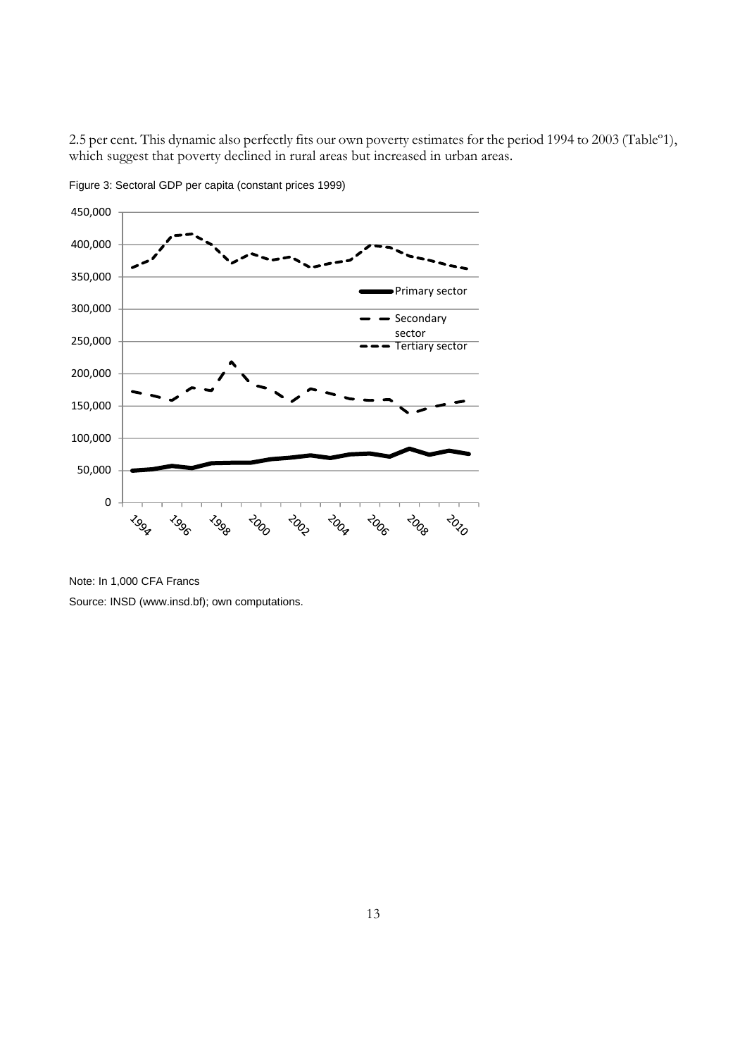2.5 per cent. This dynamic also perfectly fits our own poverty estimates for the period 1994 to 2003 (Table°1), which suggest that poverty declined in rural areas but increased in urban areas.

Figure 3: Sectoral GDP per capita (constant prices 1999)

Note: In 1,000 CFA Francs

Source: INSD (www.insd.bf); own computations.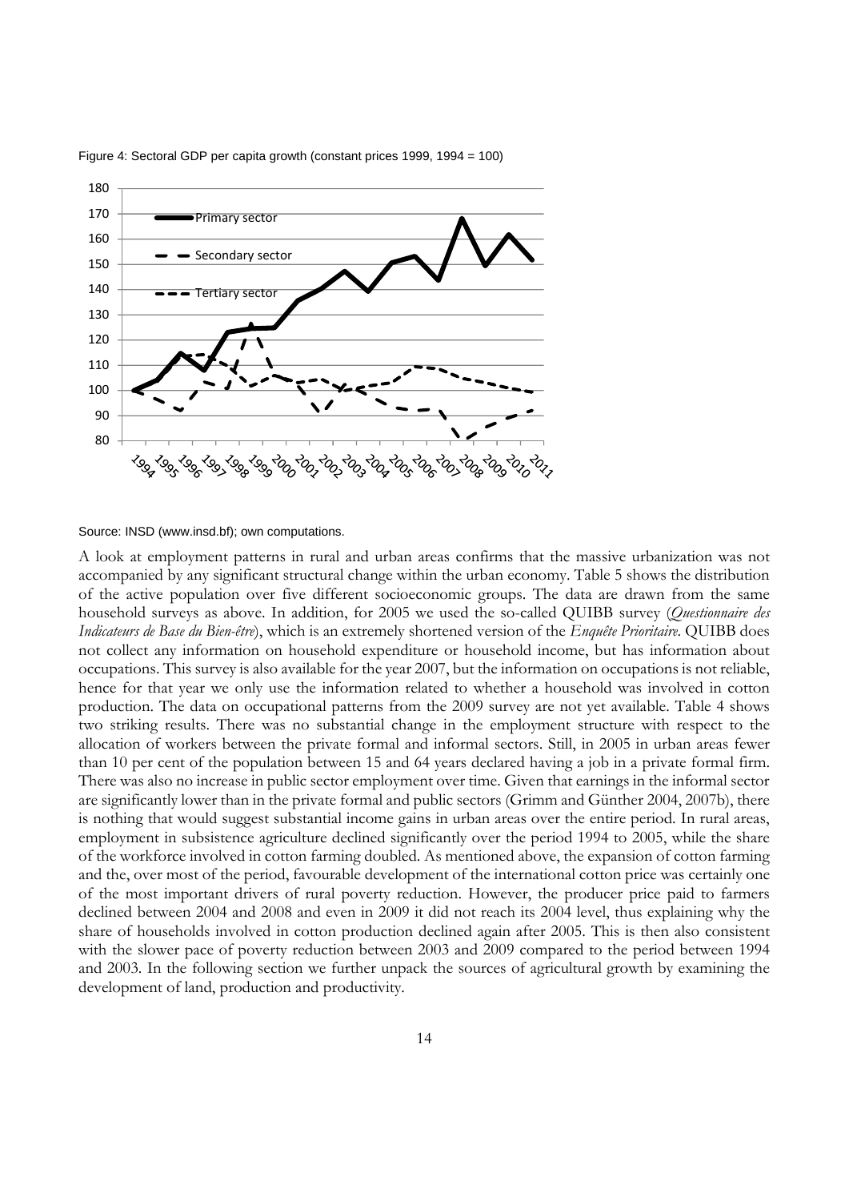Figure 4: Sectoral GDP per capita growth (constant prices 1999, 1994 = 100)

Source: INSD (www.insd.bf); own computations.

A look at employment patterns in rural and urban areas confirms that the massive urbanization was not accompanied by any significant structural change within the urban economy. Table 5 shows the distribution of the active population over five different socioeconomic groups. The data are drawn from the same household surveys as above. In addition, for 2005 we used the so-called QUIBB survey (*Questionnaire des Indicateurs de Base du Bien-être*), which is an extremely shortened version of the *Enquête Prioritaire*. QUIBB does not collect any information on household expenditure or household income, but has information about occupations. This survey is also available for the year 2007, but the information on occupations is not reliable, hence for that year we only use the information related to whether a household was involved in cotton production. The data on occupational patterns from the 2009 survey are not yet available. Table 4 shows two striking results. There was no substantial change in the employment structure with respect to the allocation of workers between the private formal and informal sectors. Still, in 2005 in urban areas fewer than 10 per cent of the population between 15 and 64 years declared having a job in a private formal firm. There was also no increase in public sector employment over time. Given that earnings in the informal sector are significantly lower than in the private formal and public sectors (Grimm and Günther 2004, 2007b), there is nothing that would suggest substantial income gains in urban areas over the entire period. In rural areas, employment in subsistence agriculture declined significantly over the period 1994 to 2005, while the share of the workforce involved in cotton farming doubled. As mentioned above, the expansion of cotton farming and the, over most of the period, favourable development of the international cotton price was certainly one of the most important drivers of rural poverty reduction. However, the producer price paid to farmers declined between 2004 and 2008 and even in 2009 it did not reach its 2004 level, thus explaining why the share of households involved in cotton production declined again after 2005. This is then also consistent with the slower pace of poverty reduction between 2003 and 2009 compared to the period between 1994 and 2003. In the following section we further unpack the sources of agricultural growth by examining the development of land, production and productivity.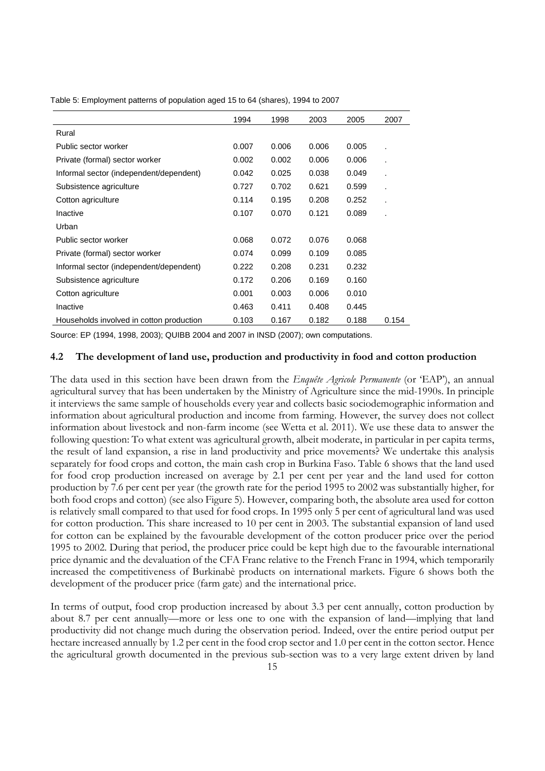Table 5: Employment patterns of population aged 15 to 64 (shares), 1994 to 2007

| | 1994 | 1998 | 2003 | 2005 | 2007 |
|---|---|---|---|---|---|
| Rural | | | | | |
| Public sector worker | 0.007 | 0.006 | 0.006 | 0.005 | . |
| Private (formal) sector worker | 0.002 | 0.002 | 0.006 | 0.006 | . |
| Informal sector (independent/dependent) | 0.042 | 0.025 | 0.038 | 0.049 | . |
| Subsistence agriculture | 0.727 | 0.702 | 0.621 | 0.599 | . |
| Cotton agriculture | 0.114 | 0.195 | 0.208 | 0.252 | . |
| Inactive | 0.107 | 0.070 | 0.121 | 0.089 | . |
| Urban | | | | | |
| Public sector worker | 0.068 | 0.072 | 0.076 | 0.068 | |
| Private (formal) sector worker | 0.074 | 0.099 | 0.109 | 0.085 | |
| Informal sector (independent/dependent) | 0.222 | 0.208 | 0.231 | 0.232 | |
| Subsistence agriculture | 0.172 | 0.206 | 0.169 | 0.160 | |
| Cotton agriculture | 0.001 | 0.003 | 0.006 | 0.010 | |
| Inactive | 0.463 | 0.411 | 0.408 | 0.445 | |
| Households involved in cotton production | 0.103 | 0.167 | 0.182 | 0.188 | 0.154 |

Source: EP (1994, 1998, 2003); QUIBB 2004 and 2007 in INSD (2007); own computations.

### 4.2 The development of land use, production and productivity in food and cotton production

The data used in this section have been drawn from the *Enquête Agricole Permanente* (or 'EAP'), an annual agricultural survey that has been undertaken by the Ministry of Agriculture since the mid-1990s. In principle it interviews the same sample of households every year and collects basic sociodemographic information and information about agricultural production and income from farming. However, the survey does not collect information about livestock and non-farm income (see Wetta et al. 2011). We use these data to answer the following question: To what extent was agricultural growth, albeit moderate, in particular in per capita terms, the result of land expansion, a rise in land productivity and price movements? We undertake this analysis separately for food crops and cotton, the main cash crop in Burkina Faso. Table 6 shows that the land used for food crop production increased on average by 2.1 per cent per year and the land used for cotton production by 7.6 per cent per year (the growth rate for the period 1995 to 2002 was substantially higher, for both food crops and cotton) (see also Figure 5). However, comparing both, the absolute area used for cotton is relatively small compared to that used for food crops. In 1995 only 5 per cent of agricultural land was used for cotton production. This share increased to 10 per cent in 2003. The substantial expansion of land used for cotton can be explained by the favourable development of the cotton producer price over the period 1995 to 2002. During that period, the producer price could be kept high due to the favourable international price dynamic and the devaluation of the CFA Franc relative to the French Franc in 1994, which temporarily increased the competitiveness of Burkinabè products on international markets. Figure 6 shows both the development of the producer price (farm gate) and the international price.

In terms of output, food crop production increased by about 3.3 per cent annually, cotton production by about 8.7 per cent annually—more or less one to one with the expansion of land—implying that land productivity did not change much during the observation period. Indeed, over the entire period output per hectare increased annually by 1.2 per cent in the food crop sector and 1.0 per cent in the cotton sector. Hence the agricultural growth documented in the previous sub-section was to a very large extent driven by land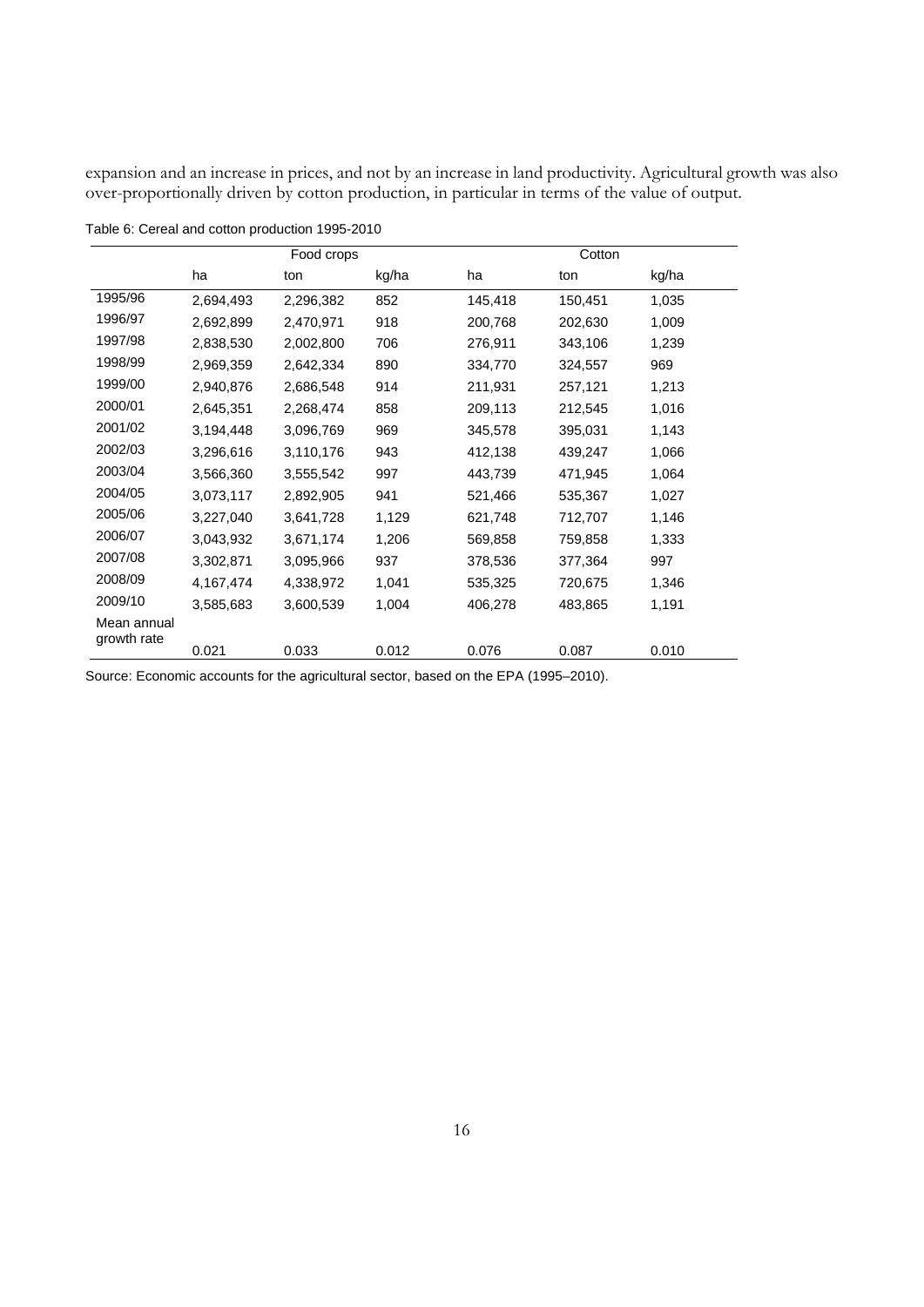expansion and an increase in prices, and not by an increase in land productivity. Agricultural growth was also over-proportionally driven by cotton production, in particular in terms of the value of output.

Table 6: Cereal and cotton production 1995-2010

| | Food crops | | | Cotton | | |
|---|---|---|---|---|---|---|
| | ha | ton | kg/ha | ha | ton | kg/ha |
| 1995/96 | 2,694,493 | 2,296,382 | 852 | 145,418 | 150,451 | 1,035 |
| 1996/97 | 2,692,899 | 2,470,971 | 918 | 200,768 | 202,630 | 1,009 |
| 1997/98 | 2,838,530 | 2,002,800 | 706 | 276,911 | 343,106 | 1,239 |
| 1998/99 | 2,969,359 | 2,642,334 | 890 | 334,770 | 324,557 | 969 |
| 1999/00 | 2,940,876 | 2,686,548 | 914 | 211,931 | 257,121 | 1,213 |
| 2000/01 | 2,645,351 | 2,268,474 | 858 | 209,113 | 212,545 | 1,016 |
| 2001/02 | 3,194,448 | 3,096,769 | 969 | 345,578 | 395,031 | 1,143 |
| 2002/03 | 3,296,616 | 3,110,176 | 943 | 412,138 | 439,247 | 1,066 |
| 2003/04 | 3,566,360 | 3,555,542 | 997 | 443,739 | 471,945 | 1,064 |
| 2004/05 | 3,073,117 | 2,892,905 | 941 | 521,466 | 535,367 | 1,027 |
| 2005/06 | 3,227,040 | 3,641,728 | 1,129 | 621,748 | 712,707 | 1,146 |
| 2006/07 | 3,043,932 | 3,671,174 | 1,206 | 569,858 | 759,858 | 1,333 |
| 2007/08 | 3,302,871 | 3,095,966 | 937 | 378,536 | 377,364 | 997 |
| 2008/09 | 4,167,474 | 4,338,972 | 1,041 | 535,325 | 720,675 | 1,346 |
| 2009/10 | 3,585,683 | 3,600,539 | 1,004 | 406,278 | 483,865 | 1,191 |
| Mean annual growth rate | 0.021 | 0.033 | 0.012 | 0.076 | 0.087 | 0.010 |

Source: Economic accounts for the agricultural sector, based on the EPA (1995–2010).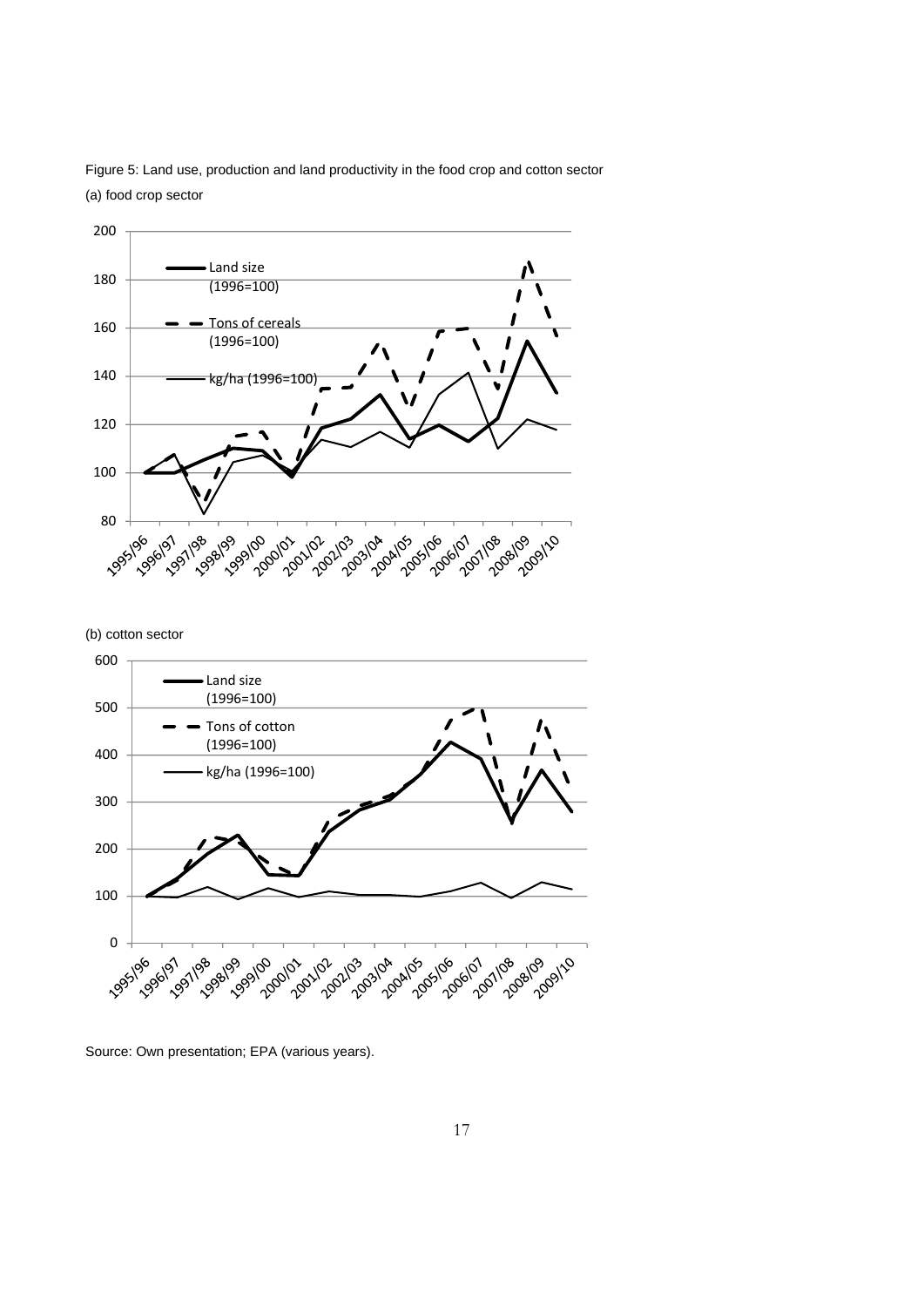Figure 5: Land use, production and land productivity in the food crop and cotton sector

(a) food crop sector

(b) cotton sector

Source: Own presentation; EPA (various years).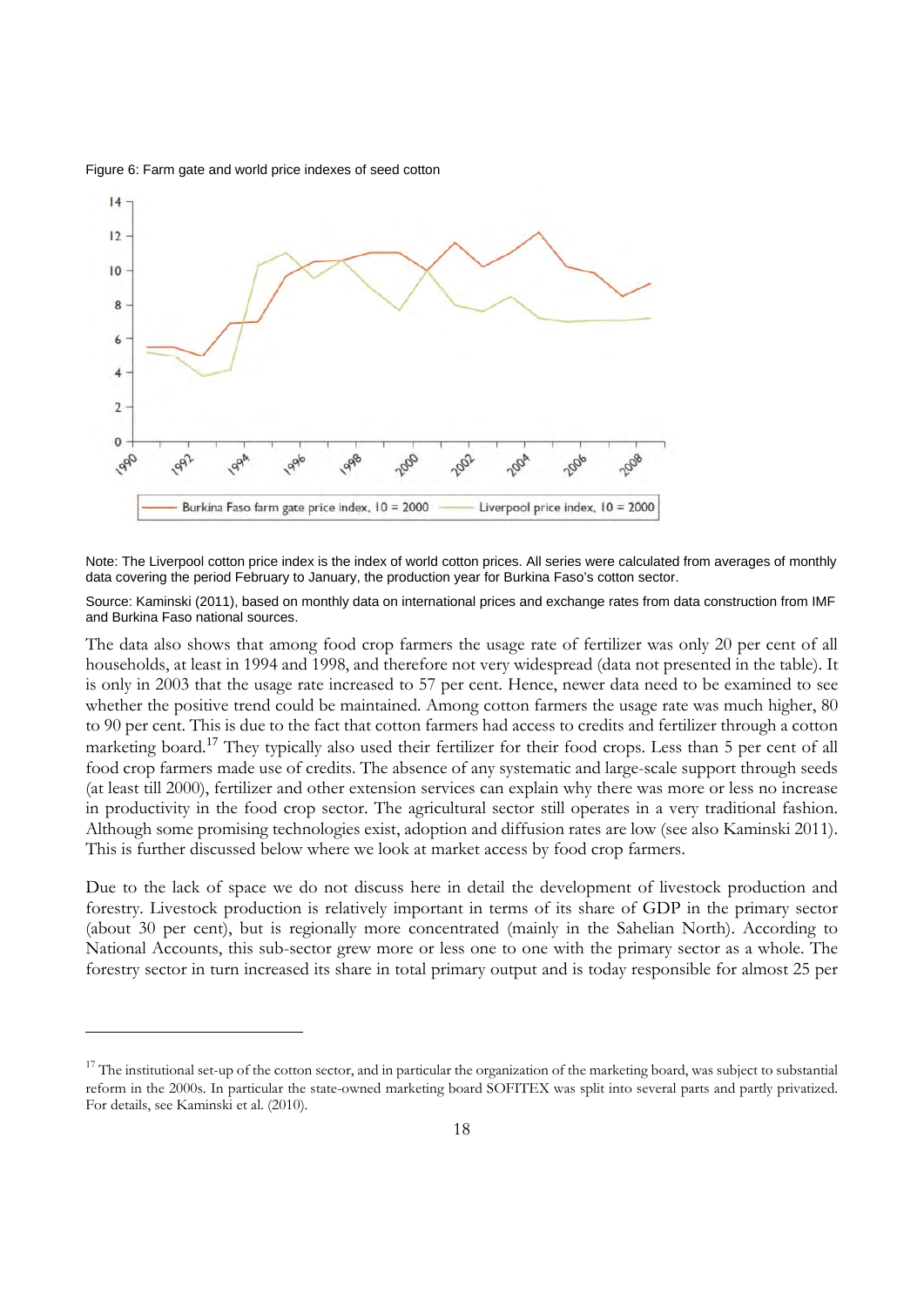Figure 6: Farm gate and world price indexes of seed cotton

Note: The Liverpool cotton price index is the index of world cotton prices. All series were calculated from averages of monthly data covering the period February to January, the production year for Burkina Faso's cotton sector.

Source: Kaminski (2011), based on monthly data on international prices and exchange rates from data construction from IMF and Burkina Faso national sources.

The data also shows that among food crop farmers the usage rate of fertilizer was only 20 per cent of all households, at least in 1994 and 1998, and therefore not very widespread (data not presented in the table). It is only in 2003 that the usage rate increased to 57 per cent. Hence, newer data need to be examined to see whether the positive trend could be maintained. Among cotton farmers the usage rate was much higher, 80 to 90 per cent. This is due to the fact that cotton farmers had access to credits and fertilizer through a cotton marketing board.[17] They typically also used their fertilizer for their food crops. Less than 5 per cent of all food crop farmers made use of credits. The absence of any systematic and large-scale support through seeds (at least till 2000), fertilizer and other extension services can explain why there was more or less no increase in productivity in the food crop sector. The agricultural sector still operates in a very traditional fashion. Although some promising technologies exist, adoption and diffusion rates are low (see also Kaminski 2011). This is further discussed below where we look at market access by food crop farmers.

Due to the lack of space we do not discuss here in detail the development of livestock production and forestry. Livestock production is relatively important in terms of its share of GDP in the primary sector (about 30 per cent), but is regionally more concentrated (mainly in the Sahelian North). According to National Accounts, this sub-sector grew more or less one to one with the primary sector as a whole. The forestry sector in turn increased its share in total primary output and is today responsible for almost 25 per

[17] The institutional set-up of the cotton sector, and in particular the organization of the marketing board, was subject to substantial reform in the 2000s. In particular the state-owned marketing board SOFITEX was split into several parts and partly privatized. For details, see Kaminski et al. (2010).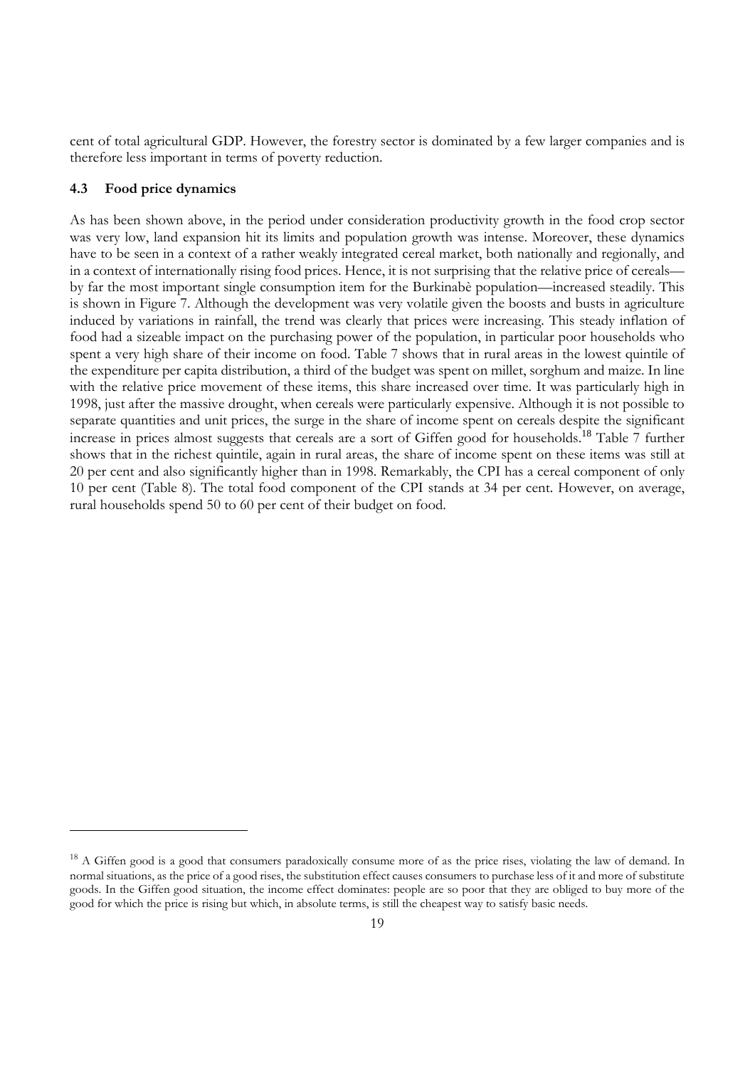cent of total agricultural GDP. However, the forestry sector is dominated by a few larger companies and is therefore less important in terms of poverty reduction.

### 4.3 Food price dynamics

As has been shown above, in the period under consideration productivity growth in the food crop sector was very low, land expansion hit its limits and population growth was intense. Moreover, these dynamics have to be seen in a context of a rather weakly integrated cereal market, both nationally and regionally, and in a context of internationally rising food prices. Hence, it is not surprising that the relative price of cereals—by far the most important single consumption item for the Burkinabè population—increased steadily. This is shown in Figure 7. Although the development was very volatile given the boosts and busts in agriculture induced by variations in rainfall, the trend was clearly that prices were increasing. This steady inflation of food had a sizeable impact on the purchasing power of the population, in particular poor households who spent a very high share of their income on food. Table 7 shows that in rural areas in the lowest quintile of the expenditure per capita distribution, a third of the budget was spent on millet, sorghum and maize. In line with the relative price movement of these items, this share increased over time. It was particularly high in 1998, just after the massive drought, when cereals were particularly expensive. Although it is not possible to separate quantities and unit prices, the surge in the share of income spent on cereals despite the significant increase in prices almost suggests that cereals are a sort of Giffen good for households.[18] Table 7 further shows that in the richest quintile, again in rural areas, the share of income spent on these items was still at 20 per cent and also significantly higher than in 1998. Remarkably, the CPI has a cereal component of only 10 per cent (Table 8). The total food component of the CPI stands at 34 per cent. However, on average, rural households spend 50 to 60 per cent of their budget on food.

---

[18] A Giffen good is a good that consumers paradoxically consume more of as the price rises, violating the law of demand. In normal situations, as the price of a good rises, the substitution effect causes consumers to purchase less of it and more of substitute goods. In the Giffen good situation, the income effect dominates: people are so poor that they are obliged to buy more of the good for which the price is rising but which, in absolute terms, is still the cheapest way to satisfy basic needs.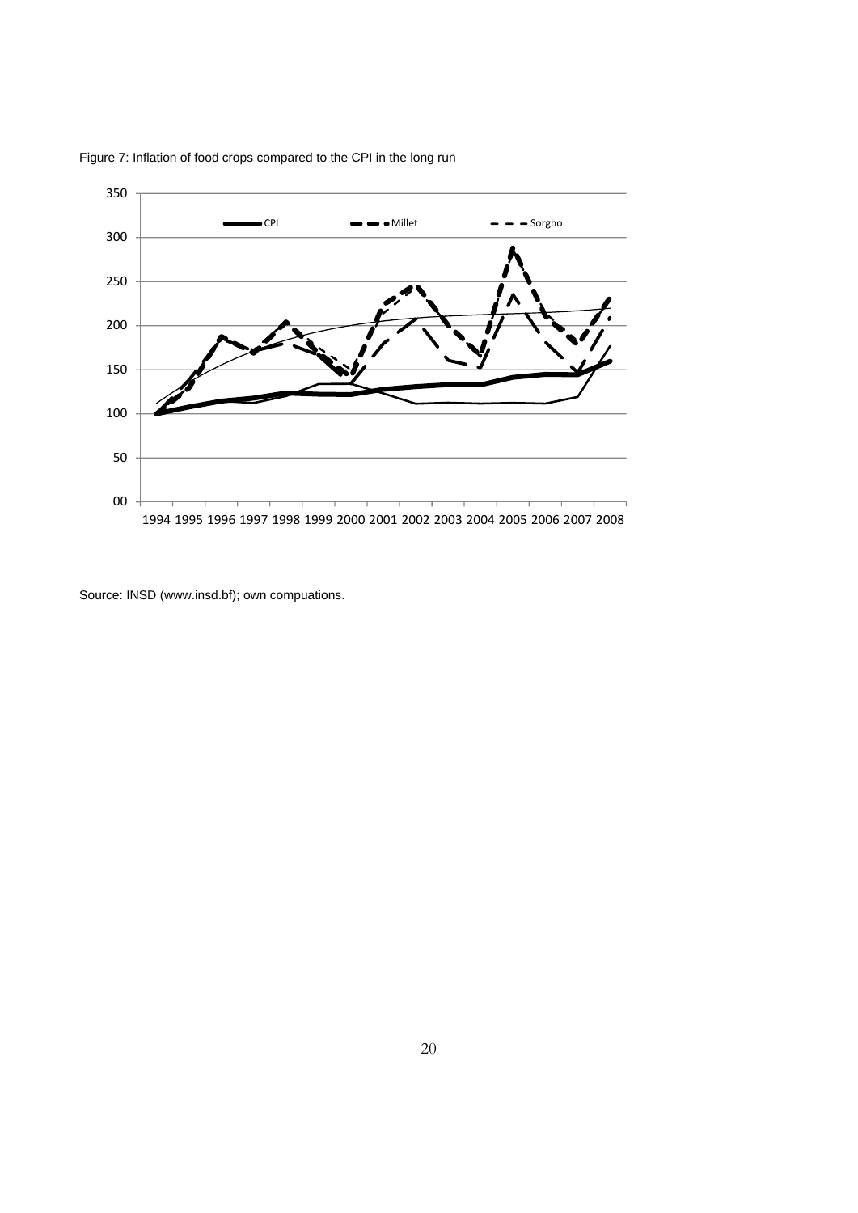Figure 7: Inflation of food crops compared to the CPI in the long run

Source: INSD (www.insd.bf); own compuations.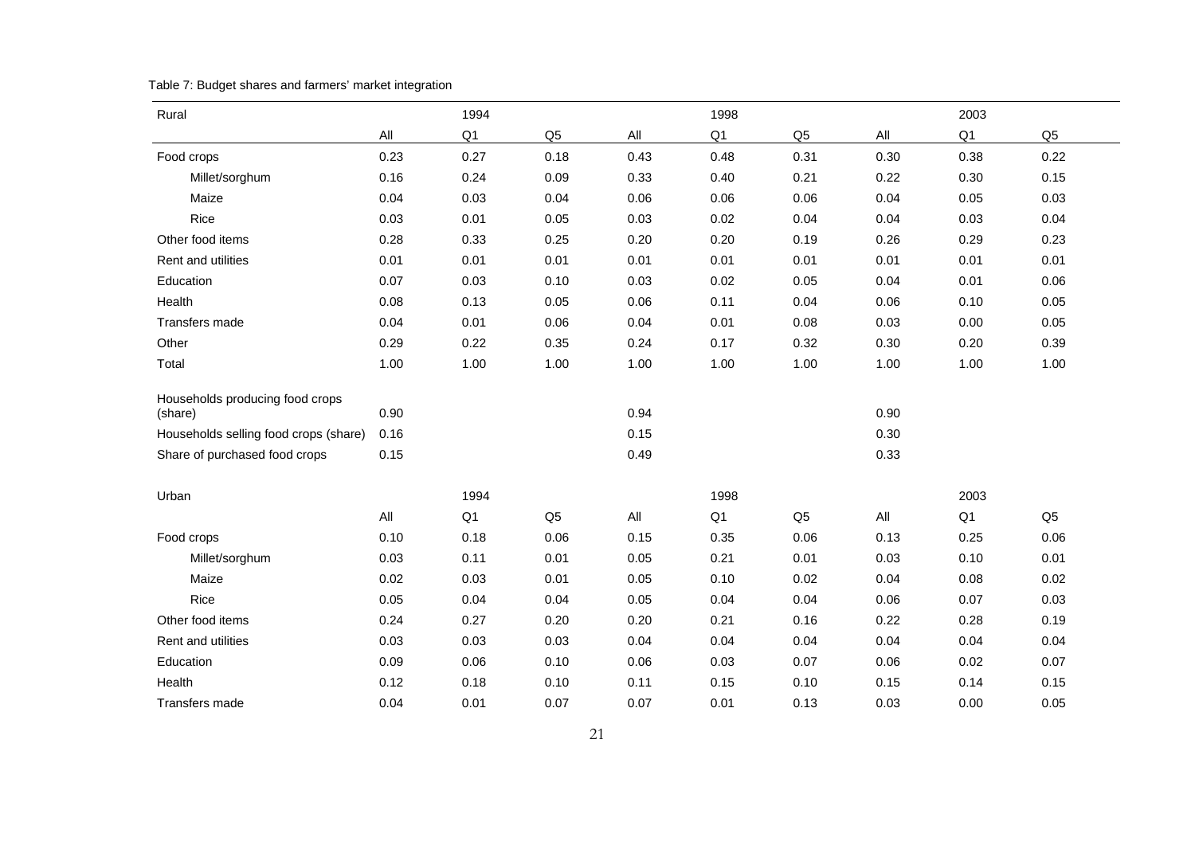Table 7: Budget shares and farmers' market integration

| Rural | 1994 | | | 1998 | | | 2003 | | |
|---|---|---|---|---|---|---|---|---|---|
| | All | Q1 | Q5 | All | Q1 | Q5 | All | Q1 | Q5 |
| Food crops | 0.23 | 0.27 | 0.18 | 0.43 | 0.48 | 0.31 | 0.30 | 0.38 | 0.22 |
| Millet/sorghum | 0.16 | 0.24 | 0.09 | 0.33 | 0.40 | 0.21 | 0.22 | 0.30 | 0.15 |
| Maize | 0.04 | 0.03 | 0.04 | 0.06 | 0.06 | 0.06 | 0.04 | 0.05 | 0.03 |
| Rice | 0.03 | 0.01 | 0.05 | 0.03 | 0.02 | 0.04 | 0.04 | 0.03 | 0.04 |
| Other food items | 0.28 | 0.33 | 0.25 | 0.20 | 0.20 | 0.19 | 0.26 | 0.29 | 0.23 |
| Rent and utilities | 0.01 | 0.01 | 0.01 | 0.01 | 0.01 | 0.01 | 0.01 | 0.01 | 0.01 |
| Education | 0.07 | 0.03 | 0.10 | 0.03 | 0.02 | 0.05 | 0.04 | 0.01 | 0.06 |
| Health | 0.08 | 0.13 | 0.05 | 0.06 | 0.11 | 0.04 | 0.06 | 0.10 | 0.05 |
| Transfers made | 0.04 | 0.01 | 0.06 | 0.04 | 0.01 | 0.08 | 0.03 | 0.00 | 0.05 |
| Other | 0.29 | 0.22 | 0.35 | 0.24 | 0.17 | 0.32 | 0.30 | 0.20 | 0.39 |
| Total | 1.00 | 1.00 | 1.00 | 1.00 | 1.00 | 1.00 | 1.00 | 1.00 | 1.00 |
| Households producing food crops (share) | 0.90 | | | 0.94 | | | 0.90 | | |
| Households selling food crops (share) | 0.16 | | | 0.15 | | | 0.30 | | |
| Share of purchased food crops | 0.15 | | | 0.49 | | | 0.33 | | |

| Urban | 1994 | | | 1998 | | | 2003 | | |
|---|---|---|---|---|---|---|---|---|---|
| | All | Q1 | Q5 | All | Q1 | Q5 | All | Q1 | Q5 |
| Food crops | 0.10 | 0.18 | 0.06 | 0.15 | 0.35 | 0.06 | 0.13 | 0.25 | 0.06 |
| Millet/sorghum | 0.03 | 0.11 | 0.01 | 0.05 | 0.21 | 0.01 | 0.03 | 0.10 | 0.01 |
| Maize | 0.02 | 0.03 | 0.01 | 0.05 | 0.10 | 0.02 | 0.04 | 0.08 | 0.02 |
| Rice | 0.05 | 0.04 | 0.04 | 0.05 | 0.04 | 0.04 | 0.06 | 0.07 | 0.03 |
| Other food items | 0.24 | 0.27 | 0.20 | 0.20 | 0.21 | 0.16 | 0.22 | 0.28 | 0.19 |
| Rent and utilities | 0.03 | 0.03 | 0.03 | 0.04 | 0.04 | 0.04 | 0.04 | 0.04 | 0.04 |
| Education | 0.09 | 0.06 | 0.10 | 0.06 | 0.03 | 0.07 | 0.06 | 0.02 | 0.07 |
| Health | 0.12 | 0.18 | 0.10 | 0.11 | 0.15 | 0.10 | 0.15 | 0.14 | 0.15 |
| Transfers made | 0.04 | 0.01 | 0.07 | 0.07 | 0.01 | 0.13 | 0.03 | 0.00 | 0.05 |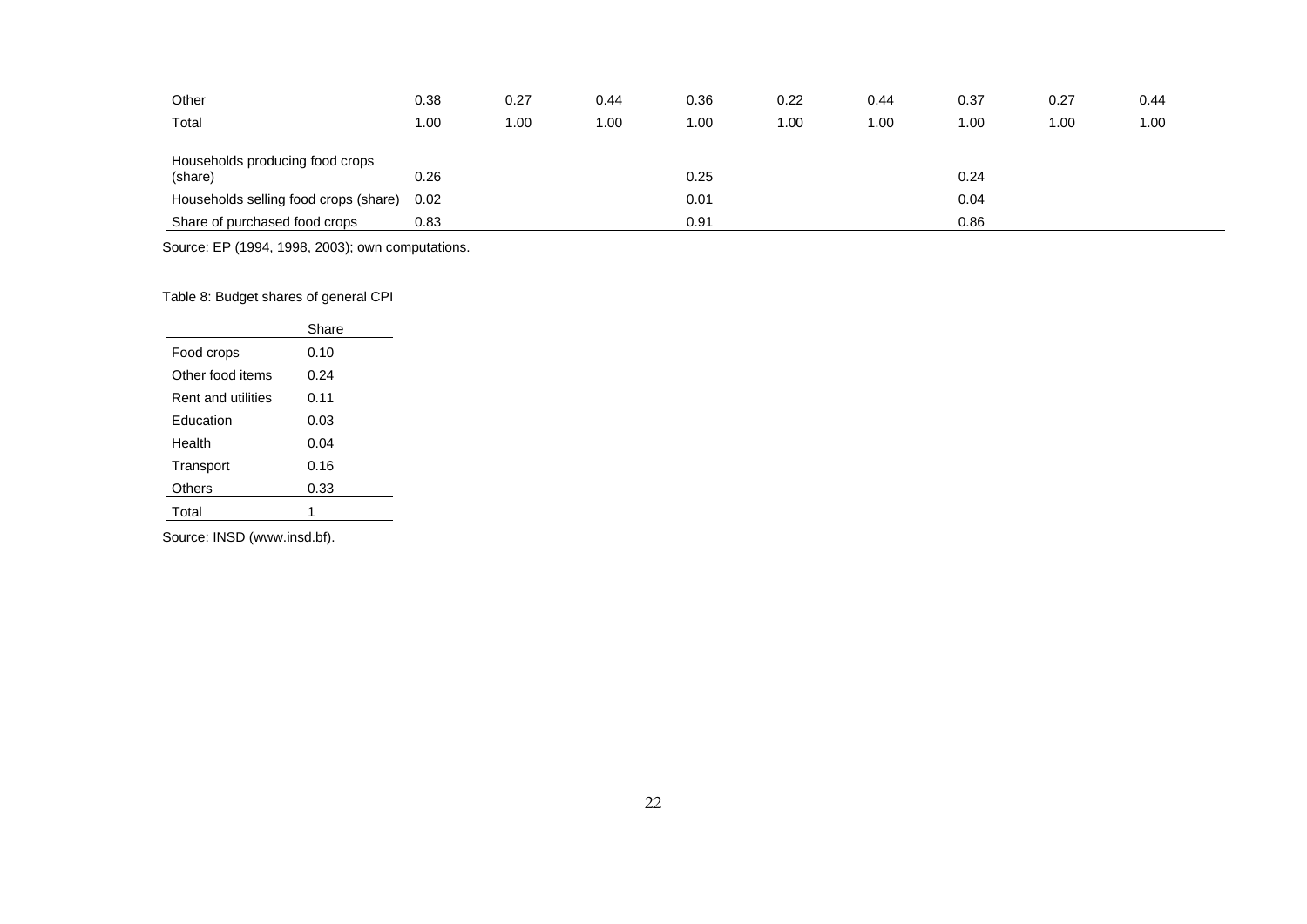| | | | | | | | | | |
|---|---|---|---|---|---|---|---|---|---|
| Other | 0.38 | 0.27 | 0.44 | 0.36 | 0.22 | 0.44 | 0.37 | 0.27 | 0.44 |
| Total | 1.00 | 1.00 | 1.00 | 1.00 | 1.00 | 1.00 | 1.00 | 1.00 | 1.00 |
| Households producing food crops (share) | 0.26 | | | 0.25 | | | 0.24 | | |
| Households selling food crops (share) | 0.02 | | | 0.01 | | | 0.04 | | |
| Share of purchased food crops | 0.83 | | | 0.91 | | | 0.86 | | |

Source: EP (1994, 1998, 2003); own computations.

Table 8: Budget shares of general CPI

| | Share |
|---|---|
| Food crops | 0.10 |
| Other food items | 0.24 |
| Rent and utilities | 0.11 |
| Education | 0.03 |
| Health | 0.04 |
| Transport | 0.16 |
| Others | 0.33 |
| Total | 1 |

Source: INSD (www.insd.bf).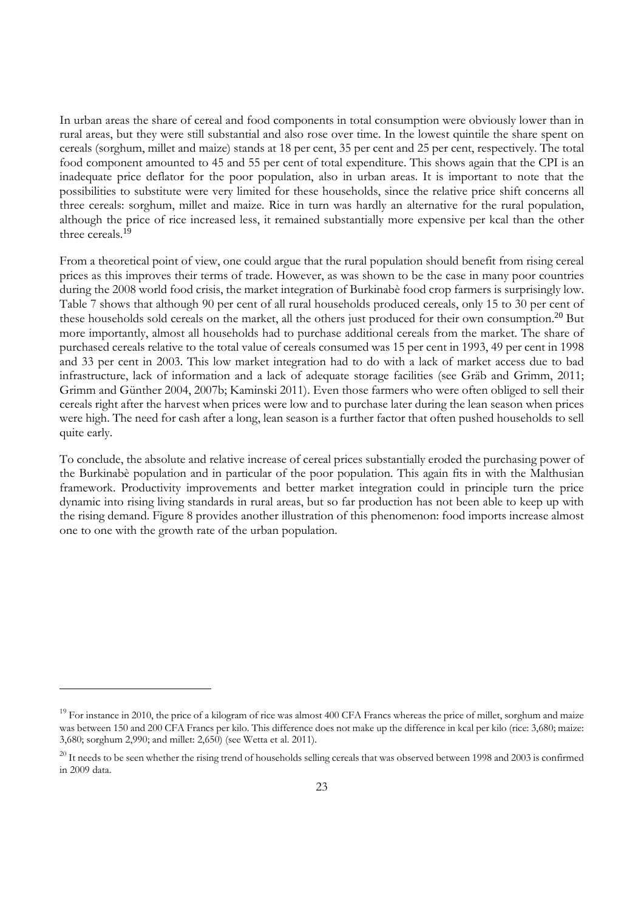In urban areas the share of cereal and food components in total consumption were obviously lower than in rural areas, but they were still substantial and also rose over time. In the lowest quintile the share spent on cereals (sorghum, millet and maize) stands at 18 per cent, 35 per cent and 25 per cent, respectively. The total food component amounted to 45 and 55 per cent of total expenditure. This shows again that the CPI is an inadequate price deflator for the poor population, also in urban areas. It is important to note that the possibilities to substitute were very limited for these households, since the relative price shift concerns all three cereals: sorghum, millet and maize. Rice in turn was hardly an alternative for the rural population, although the price of rice increased less, it remained substantially more expensive per kcal than the other three cereals.[19]

From a theoretical point of view, one could argue that the rural population should benefit from rising cereal prices as this improves their terms of trade. However, as was shown to be the case in many poor countries during the 2008 world food crisis, the market integration of Burkinabè food crop farmers is surprisingly low. Table 7 shows that although 90 per cent of all rural households produced cereals, only 15 to 30 per cent of these households sold cereals on the market, all the others just produced for their own consumption.[20] But more importantly, almost all households had to purchase additional cereals from the market. The share of purchased cereals relative to the total value of cereals consumed was 15 per cent in 1993, 49 per cent in 1998 and 33 per cent in 2003. This low market integration had to do with a lack of market access due to bad infrastructure, lack of information and a lack of adequate storage facilities (see Gräb and Grimm, 2011; Grimm and Günther 2004, 2007b; Kaminski 2011). Even those farmers who were often obliged to sell their cereals right after the harvest when prices were low and to purchase later during the lean season when prices were high. The need for cash after a long, lean season is a further factor that often pushed households to sell quite early.

To conclude, the absolute and relative increase of cereal prices substantially eroded the purchasing power of the Burkinabè population and in particular of the poor population. This again fits in with the Malthusian framework. Productivity improvements and better market integration could in principle turn the price dynamic into rising living standards in rural areas, but so far production has not been able to keep up with the rising demand. Figure 8 provides another illustration of this phenomenon: food imports increase almost one to one with the growth rate of the urban population.

---

[19] For instance in 2010, the price of a kilogram of rice was almost 400 CFA Francs whereas the price of millet, sorghum and maize was between 150 and 200 CFA Francs per kilo. This difference does not make up the difference in kcal per kilo (rice: 3,680; maize: 3,680; sorghum 2,990; and millet: 2,650) (see Wetta et al. 2011).

[20] It needs to be seen whether the rising trend of households selling cereals that was observed between 1998 and 2003 is confirmed in 2009 data.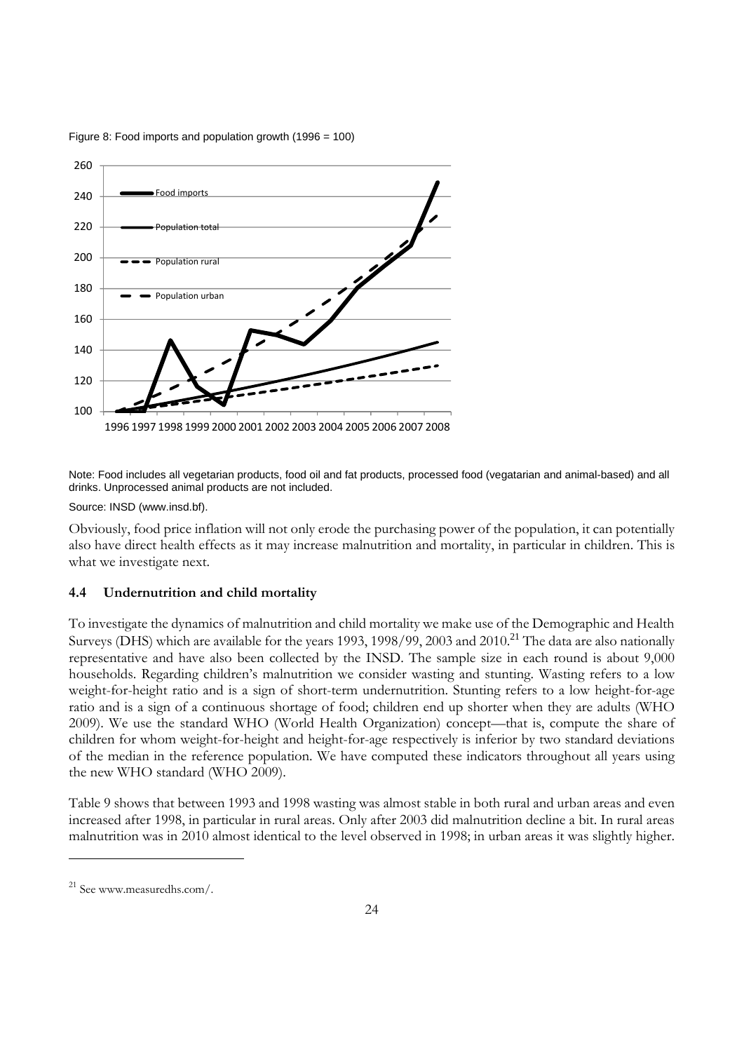Figure 8: Food imports and population growth (1996 = 100)

Note: Food includes all vegetarian products, food oil and fat products, processed food (vegatarian and animal-based) and all drinks. Unprocessed animal products are not included.

Source: INSD (www.insd.bf).

Obviously, food price inflation will not only erode the purchasing power of the population, it can potentially also have direct health effects as it may increase malnutrition and mortality, in particular in children. This is what we investigate next.

### 4.4 Undernutrition and child mortality

To investigate the dynamics of malnutrition and child mortality we make use of the Demographic and Health Surveys (DHS) which are available for the years 1993, 1998/99, 2003 and 2010.[21] The data are also nationally representative and have also been collected by the INSD. The sample size in each round is about 9,000 households. Regarding children's malnutrition we consider wasting and stunting. Wasting refers to a low weight-for-height ratio and is a sign of short-term undernutrition. Stunting refers to a low height-for-age ratio and is a sign of a continuous shortage of food; children end up shorter when they are adults (WHO 2009). We use the standard WHO (World Health Organization) concept—that is, compute the share of children for whom weight-for-height and height-for-age respectively is inferior by two standard deviations of the median in the reference population. We have computed these indicators throughout all years using the new WHO standard (WHO 2009).

Table 9 shows that between 1993 and 1998 wasting was almost stable in both rural and urban areas and even increased after 1998, in particular in rural areas. Only after 2003 did malnutrition decline a bit. In rural areas malnutrition was in 2010 almost identical to the level observed in 1998; in urban areas it was slightly higher.

[21] See www.measuredhs.com/.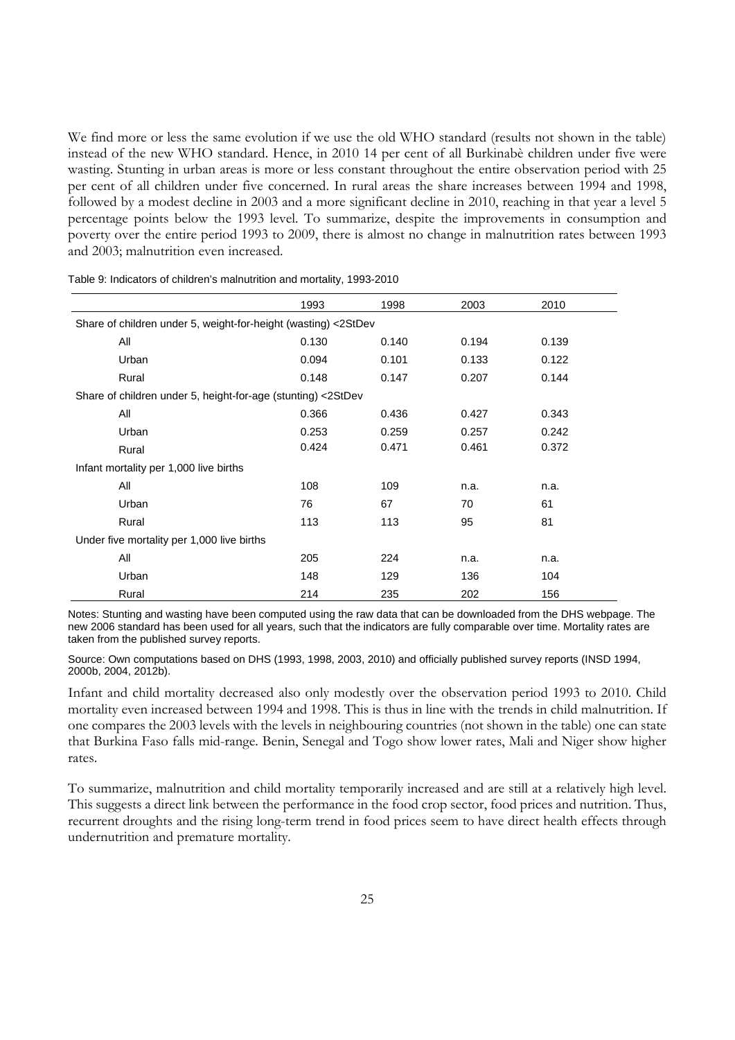We find more or less the same evolution if we use the old WHO standard (results not shown in the table) instead of the new WHO standard. Hence, in 2010 14 per cent of all Burkinabè children under five were wasting. Stunting in urban areas is more or less constant throughout the entire observation period with 25 per cent of all children under five concerned. In rural areas the share increases between 1994 and 1998, followed by a modest decline in 2003 and a more significant decline in 2010, reaching in that year a level 5 percentage points below the 1993 level. To summarize, despite the improvements in consumption and poverty over the entire period 1993 to 2009, there is almost no change in malnutrition rates between 1993 and 2003; malnutrition even increased.

Table 9: Indicators of children's malnutrition and mortality, 1993-2010

| | 1993 | 1998 | 2003 | 2010 |
|---|---|---|---|---|
| Share of children under 5, weight-for-height (wasting) <2StDev | | | | |
| All | 0.130 | 0.140 | 0.194 | 0.139 |
| Urban | 0.094 | 0.101 | 0.133 | 0.122 |
| Rural | 0.148 | 0.147 | 0.207 | 0.144 |
| Share of children under 5, height-for-age (stunting) <2StDev | | | | |
| All | 0.366 | 0.436 | 0.427 | 0.343 |
| Urban | 0.253 | 0.259 | 0.257 | 0.242 |
| Rural | 0.424 | 0.471 | 0.461 | 0.372 |
| Infant mortality per 1,000 live births | | | | |
| All | 108 | 109 | n.a. | n.a. |
| Urban | 76 | 67 | 70 | 61 |
| Rural | 113 | 113 | 95 | 81 |
| Under five mortality per 1,000 live births | | | | |
| All | 205 | 224 | n.a. | n.a. |
| Urban | 148 | 129 | 136 | 104 |
| Rural | 214 | 235 | 202 | 156 |

Notes: Stunting and wasting have been computed using the raw data that can be downloaded from the DHS webpage. The new 2006 standard has been used for all years, such that the indicators are fully comparable over time. Mortality rates are taken from the published survey reports.

Source: Own computations based on DHS (1993, 1998, 2003, 2010) and officially published survey reports (INSD 1994, 2000b, 2004, 2012b).

Infant and child mortality decreased also only modestly over the observation period 1993 to 2010. Child mortality even increased between 1994 and 1998. This is thus in line with the trends in child malnutrition. If one compares the 2003 levels with the levels in neighbouring countries (not shown in the table) one can state that Burkina Faso falls mid-range. Benin, Senegal and Togo show lower rates, Mali and Niger show higher rates.

To summarize, malnutrition and child mortality temporarily increased and are still at a relatively high level. This suggests a direct link between the performance in the food crop sector, food prices and nutrition. Thus, recurrent droughts and the rising long-term trend in food prices seem to have direct health effects through undernutrition and premature mortality.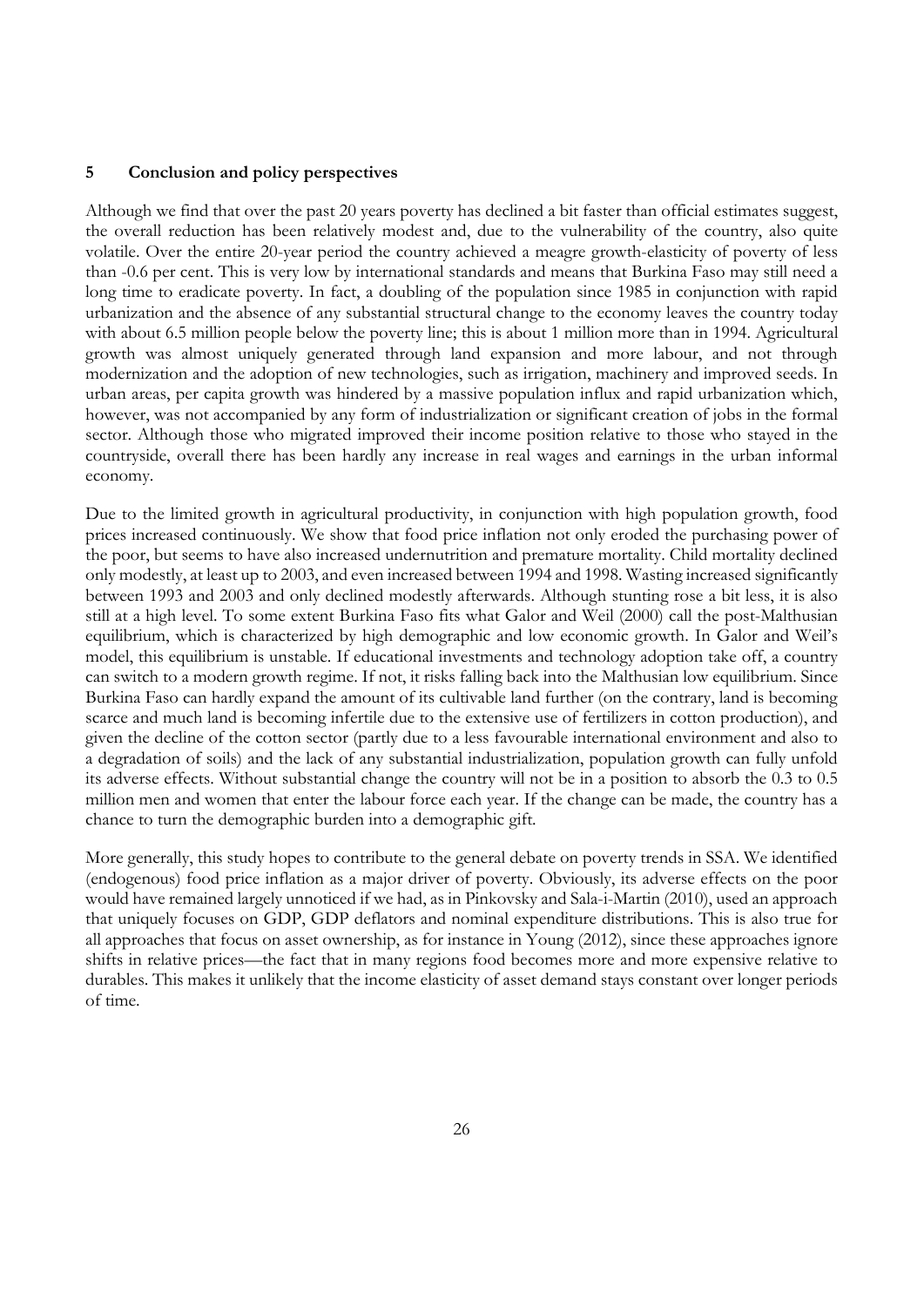## 5 Conclusion and policy perspectives

Although we find that over the past 20 years poverty has declined a bit faster than official estimates suggest, the overall reduction has been relatively modest and, due to the vulnerability of the country, also quite volatile. Over the entire 20-year period the country achieved a meagre growth-elasticity of poverty of less than -0.6 per cent. This is very low by international standards and means that Burkina Faso may still need a long time to eradicate poverty. In fact, a doubling of the population since 1985 in conjunction with rapid urbanization and the absence of any substantial structural change to the economy leaves the country today with about 6.5 million people below the poverty line; this is about 1 million more than in 1994. Agricultural growth was almost uniquely generated through land expansion and more labour, and not through modernization and the adoption of new technologies, such as irrigation, machinery and improved seeds. In urban areas, per capita growth was hindered by a massive population influx and rapid urbanization which, however, was not accompanied by any form of industrialization or significant creation of jobs in the formal sector. Although those who migrated improved their income position relative to those who stayed in the countryside, overall there has been hardly any increase in real wages and earnings in the urban informal economy.

Due to the limited growth in agricultural productivity, in conjunction with high population growth, food prices increased continuously. We show that food price inflation not only eroded the purchasing power of the poor, but seems to have also increased undernutrition and premature mortality. Child mortality declined only modestly, at least up to 2003, and even increased between 1994 and 1998. Wasting increased significantly between 1993 and 2003 and only declined modestly afterwards. Although stunting rose a bit less, it is also still at a high level. To some extent Burkina Faso fits what Galor and Weil (2000) call the post-Malthusian equilibrium, which is characterized by high demographic and low economic growth. In Galor and Weil's model, this equilibrium is unstable. If educational investments and technology adoption take off, a country can switch to a modern growth regime. If not, it risks falling back into the Malthusian low equilibrium. Since Burkina Faso can hardly expand the amount of its cultivable land further (on the contrary, land is becoming scarce and much land is becoming infertile due to the extensive use of fertilizers in cotton production), and given the decline of the cotton sector (partly due to a less favourable international environment and also to a degradation of soils) and the lack of any substantial industrialization, population growth can fully unfold its adverse effects. Without substantial change the country will not be in a position to absorb the 0.3 to 0.5 million men and women that enter the labour force each year. If the change can be made, the country has a chance to turn the demographic burden into a demographic gift.

More generally, this study hopes to contribute to the general debate on poverty trends in SSA. We identified (endogenous) food price inflation as a major driver of poverty. Obviously, its adverse effects on the poor would have remained largely unnoticed if we had, as in Pinkovsky and Sala-i-Martin (2010), used an approach that uniquely focuses on GDP, GDP deflators and nominal expenditure distributions. This is also true for all approaches that focus on asset ownership, as for instance in Young (2012), since these approaches ignore shifts in relative prices—the fact that in many regions food becomes more and more expensive relative to durables. This makes it unlikely that the income elasticity of asset demand stays constant over longer periods of time.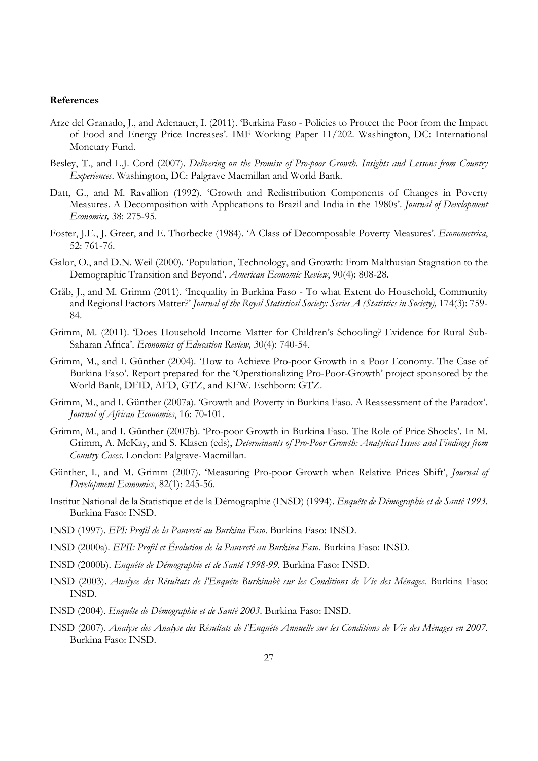**References**

Arze del Granado, J., and Adenauer, I. (2011). 'Burkina Faso - Policies to Protect the Poor from the Impact of Food and Energy Price Increases'. IMF Working Paper 11/202. Washington, DC: International Monetary Fund.

Besley, T., and L.J. Cord (2007). *Delivering on the Promise of Pro-poor Growth. Insights and Lessons from Country Experiences*. Washington, DC: Palgrave Macmillan and World Bank.

Datt, G., and M. Ravallion (1992). 'Growth and Redistribution Components of Changes in Poverty Measures. A Decomposition with Applications to Brazil and India in the 1980s'. *Journal of Development Economics,* 38: 275-95.

Foster, J.E., J. Greer, and E. Thorbecke (1984). 'A Class of Decomposable Poverty Measures'. *Econometrica*, 52: 761-76.

Galor, O., and D.N. Weil (2000). 'Population, Technology, and Growth: From Malthusian Stagnation to the Demographic Transition and Beyond'. *American Economic Review*, 90(4): 808-28.

Gräb, J., and M. Grimm (2011). 'Inequality in Burkina Faso - To what Extent do Household, Community and Regional Factors Matter?' *Journal of the Royal Statistical Society: Series A (Statistics in Society),* 174(3): 759-84.

Grimm, M. (2011). 'Does Household Income Matter for Children's Schooling? Evidence for Rural Sub-Saharan Africa'. *Economics of Education Review,* 30(4): 740-54.

Grimm, M., and I. Günther (2004). 'How to Achieve Pro-poor Growth in a Poor Economy. The Case of Burkina Faso'. Report prepared for the 'Operationalizing Pro-Poor-Growth' project sponsored by the World Bank, DFID, AFD, GTZ, and KFW. Eschborn: GTZ.

Grimm, M., and I. Günther (2007a). 'Growth and Poverty in Burkina Faso. A Reassessment of the Paradox'. *Journal of African Economies*, 16: 70-101.

Grimm, M., and I. Günther (2007b). 'Pro-poor Growth in Burkina Faso. The Role of Price Shocks'. In M. Grimm, A. McKay, and S. Klasen (eds), *Determinants of Pro-Poor Growth: Analytical Issues and Findings from Country Cases*. London: Palgrave-Macmillan.

Günther, I., and M. Grimm (2007). 'Measuring Pro-poor Growth when Relative Prices Shift', *Journal of Development Economics*, 82(1): 245-56.

Institut National de la Statistique et de la Démographie (INSD) (1994). *Enquête de Démographie et de Santé 1993*. Burkina Faso: INSD.

INSD (1997). *EPI: Profil de la Pauvreté au Burkina Faso*. Burkina Faso: INSD.

INSD (2000a). *EPII: Profil et Évolution de la Pauvreté au Burkina Faso*. Burkina Faso: INSD.

INSD (2000b). *Enquête de Démographie et de Santé 1998-99*. Burkina Faso: INSD.

INSD (2003). *Analyse des Résultats de l'Enquête Burkinabè sur les Conditions de Vie des Ménages*. Burkina Faso: INSD.

INSD (2004). *Enquête de Démographie et de Santé 2003*. Burkina Faso: INSD.

INSD (2007). *Analyse des Analyse des Résultats de l'Enquête Annuelle sur les Conditions de Vie des Ménages en 2007*. Burkina Faso: INSD.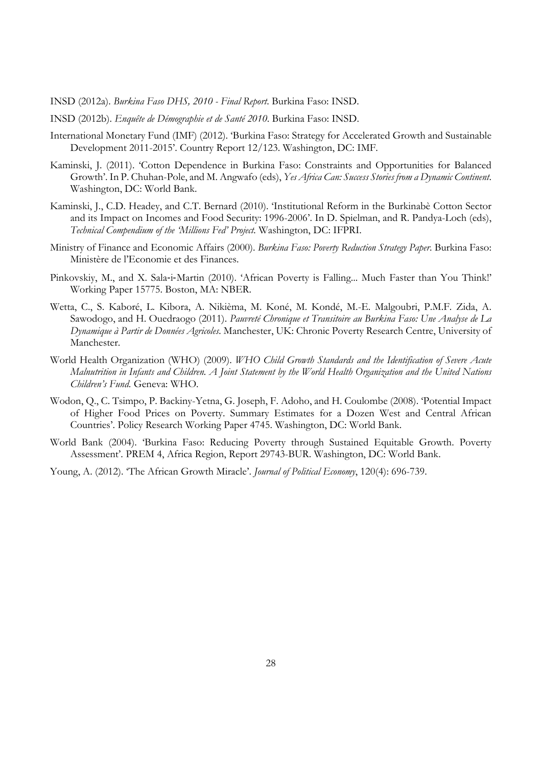INSD (2012a). *Burkina Faso DHS, 2010 - Final Report*. Burkina Faso: INSD.

INSD (2012b). *Enquête de Démographie et de Santé 2010*. Burkina Faso: INSD.

International Monetary Fund (IMF) (2012). 'Burkina Faso: Strategy for Accelerated Growth and Sustainable Development 2011-2015'. Country Report 12/123. Washington, DC: IMF.

Kaminski, J. (2011). 'Cotton Dependence in Burkina Faso: Constraints and Opportunities for Balanced Growth'. In P. Chuhan-Pole, and M. Angwafo (eds), *Yes Africa Can: Success Stories from a Dynamic Continent*. Washington, DC: World Bank.

Kaminski, J., C.D. Headey, and C.T. Bernard (2010). 'Institutional Reform in the Burkinabè Cotton Sector and its Impact on Incomes and Food Security: 1996-2006'. In D. Spielman, and R. Pandya-Loch (eds), *Technical Compendium of the 'Millions Fed' Project*. Washington, DC: IFPRI.

Ministry of Finance and Economic Affairs (2000). *Burkina Faso: Poverty Reduction Strategy Paper*. Burkina Faso: Ministère de l'Economie et des Finances.

Pinkovskiy, M., and X. Sala-i-Martin (2010). 'African Poverty is Falling... Much Faster than You Think!' Working Paper 15775. Boston, MA: NBER.

Wetta, C., S. Kaboré, L. Kibora, A. Nikièma, M. Koné, M. Kondé, M.-E. Malgoubri, P.M.F. Zida, A. Sawodogo, and H. Ouedraogo (2011). *Pauvreté Chronique et Transitoire au Burkina Faso: Une Analyse de La Dynamique à Partir de Données Agricoles*. Manchester, UK: Chronic Poverty Research Centre, University of Manchester.

World Health Organization (WHO) (2009). *WHO Child Growth Standards and the Identification of Severe Acute Malnutrition in Infants and Children. A Joint Statement by the World Health Organization and the United Nations Children's Fund*. Geneva: WHO.

Wodon, Q., C. Tsimpo, P. Backiny-Yetna, G. Joseph, F. Adoho, and H. Coulombe (2008). 'Potential Impact of Higher Food Prices on Poverty. Summary Estimates for a Dozen West and Central African Countries'. Policy Research Working Paper 4745. Washington, DC: World Bank.

World Bank (2004). 'Burkina Faso: Reducing Poverty through Sustained Equitable Growth. Poverty Assessment'. PREM 4, Africa Region, Report 29743-BUR. Washington, DC: World Bank.

Young, A. (2012). 'The African Growth Miracle'. *Journal of Political Economy*, 120(4): 696-739.